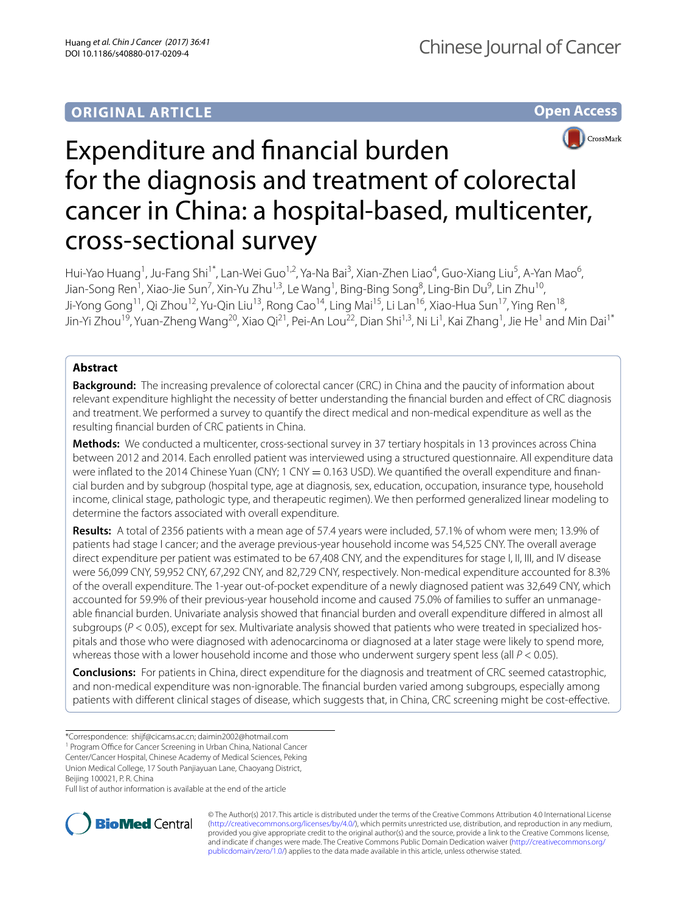**ORIGINAL ARTICLE** **Open Access**

# Expenditure and financial burden for the diagnosis and treatment of colorectal cancer in China: a hospital-based, multicenter, cross-sectional survey

Hui-Yao Huang[1], Ju-Fang Shi[1*], Lan-Wei Guo[1,2], Ya-Na Bai[3], Xian-Zhen Liao[4], Guo-Xiang Liu[5], A-Yan Mao[6], Jian-Song Ren[1], Xiao-Jie Sun[7], Xin-Yu Zhu[1,3], Le Wang[1], Bing-Bing Song[8], Ling-Bin Du[9], Lin Zhu[10], Ji-Yong Gong[11], Qi Zhou[12], Yu-Qin Liu[13], Rong Cao[14], Ling Mai[15], Li Lan[16], Xiao-Hua Sun[17], Ying Ren[18], Jin-Yi Zhou[19], Yuan-Zheng Wang[20], Xiao Qi[21], Pei-An Lou[22], Dian Shi[1,3], Ni Li[1], Kai Zhang[1], Jie He[1] and Min Dai[1*]

## Abstract

**Background:** The increasing prevalence of colorectal cancer (CRC) in China and the paucity of information about relevant expenditure highlight the necessity of better understanding the financial burden and effect of CRC diagnosis and treatment. We performed a survey to quantify the direct medical and non-medical expenditure as well as the resulting financial burden of CRC patients in China.

**Methods:** We conducted a multicenter, cross-sectional survey in 37 tertiary hospitals in 13 provinces across China between 2012 and 2014. Each enrolled patient was interviewed using a structured questionnaire. All expenditure data were inflated to the 2014 Chinese Yuan (CNY; 1 CNY = 0.163 USD). We quantified the overall expenditure and financial burden and by subgroup (hospital type, age at diagnosis, sex, education, occupation, insurance type, household income, clinical stage, pathologic type, and therapeutic regimen). We then performed generalized linear modeling to determine the factors associated with overall expenditure.

**Results:** A total of 2356 patients with a mean age of 57.4 years were included, 57.1% of whom were men; 13.9% of patients had stage I cancer; and the average previous-year household income was 54,525 CNY. The overall average direct expenditure per patient was estimated to be 67,408 CNY, and the expenditures for stage I, II, III, and IV disease were 56,099 CNY, 59,952 CNY, 67,292 CNY, and 82,729 CNY, respectively. Non-medical expenditure accounted for 8.3% of the overall expenditure. The 1-year out-of-pocket expenditure of a newly diagnosed patient was 32,649 CNY, which accounted for 59.9% of their previous-year household income and caused 75.0% of families to suffer an unmanageable financial burden. Univariate analysis showed that financial burden and overall expenditure differed in almost all subgroups ($P < 0.05$), except for sex. Multivariate analysis showed that patients who were treated in specialized hospitals and those who were diagnosed with adenocarcinoma or diagnosed at a later stage were likely to spend more, whereas those with a lower household income and those who underwent surgery spent less (all $P < 0.05$).

**Conclusions:** For patients in China, direct expenditure for the diagnosis and treatment of CRC seemed catastrophic, and non-medical expenditure was non-ignorable. The financial burden varied among subgroups, especially among patients with different clinical stages of disease, which suggests that, in China, CRC screening might be cost-effective.

*Correspondence: shijf@cicams.ac.cn; daimin2002@hotmail.com
[1] Program Office for Cancer Screening in Urban China, National Cancer Center/Cancer Hospital, Chinese Academy of Medical Sciences, Peking Union Medical College, 17 South Panjiayuan Lane, Chaoyang District, Beijing 100021, P. R. China
Full list of author information is available at the end of the article

© The Author(s) 2017. This article is distributed under the terms of the Creative Commons Attribution 4.0 International License (http://creativecommons.org/licenses/by/4.0/), which permits unrestricted use, distribution, and reproduction in any medium, provided you give appropriate credit to the original author(s) and the source, provide a link to the Creative Commons license, and indicate if changes were made. The Creative Commons Public Domain Dedication waiver (http://creativecommons.org/publicdomain/zero/1.0/) applies to the data made available in this article, unless otherwise stated.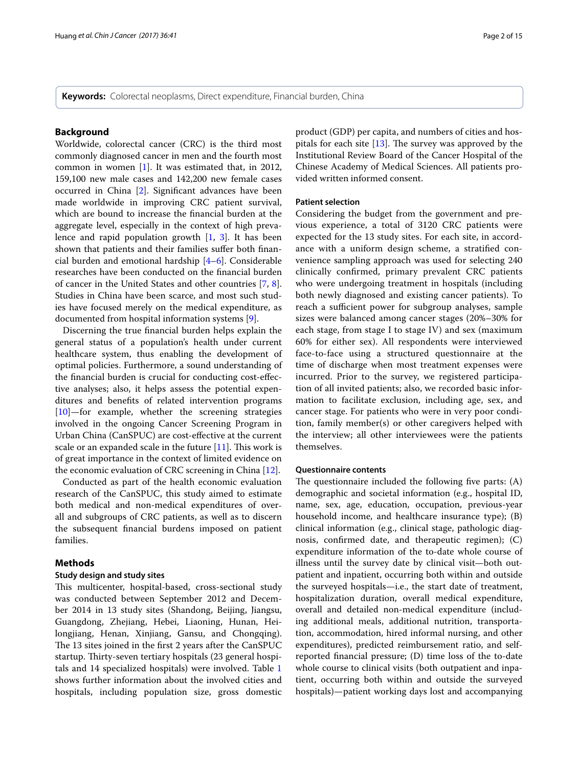**Keywords:** Colorectal neoplasms, Direct expenditure, Financial burden, China

## Background

Worldwide, colorectal cancer (CRC) is the third most commonly diagnosed cancer in men and the fourth most common in women [1]. It was estimated that, in 2012, 159,100 new male cases and 142,200 new female cases occurred in China [2]. Significant advances have been made worldwide in improving CRC patient survival, which are bound to increase the financial burden at the aggregate level, especially in the context of high prevalence and rapid population growth [1, 3]. It has been shown that patients and their families suffer both financial burden and emotional hardship [4–6]. Considerable researches have been conducted on the financial burden of cancer in the United States and other countries [7, 8]. Studies in China have been scarce, and most such studies have focused merely on the medical expenditure, as documented from hospital information systems [9].

Discerning the true financial burden helps explain the general status of a population's health under current healthcare system, thus enabling the development of optimal policies. Furthermore, a sound understanding of the financial burden is crucial for conducting cost-effective analyses; also, it helps assess the potential expenditures and benefits of related intervention programs [10]—for example, whether the screening strategies involved in the ongoing Cancer Screening Program in Urban China (CanSPUC) are cost-effective at the current scale or an expanded scale in the future [11]. This work is of great importance in the context of limited evidence on the economic evaluation of CRC screening in China [12].

Conducted as part of the health economic evaluation research of the CanSPUC, this study aimed to estimate both medical and non-medical expenditures of overall and subgroups of CRC patients, as well as to discern the subsequent financial burdens imposed on patient families.

## Methods

### Study design and study sites

This multicenter, hospital-based, cross-sectional study was conducted between September 2012 and December 2014 in 13 study sites (Shandong, Beijing, Jiangsu, Guangdong, Zhejiang, Hebei, Liaoning, Hunan, Heilongjiang, Henan, Xinjiang, Gansu, and Chongqing). The 13 sites joined in the first 2 years after the CanSPUC startup. Thirty-seven tertiary hospitals (23 general hospitals and 14 specialized hospitals) were involved. Table 1 shows further information about the involved cities and hospitals, including population size, gross domestic product (GDP) per capita, and numbers of cities and hospitals for each site [13]. The survey was approved by the Institutional Review Board of the Cancer Hospital of the Chinese Academy of Medical Sciences. All patients provided written informed consent.

### Patient selection

Considering the budget from the government and previous experience, a total of 3120 CRC patients were expected for the 13 study sites. For each site, in accordance with a uniform design scheme, a stratified convenience sampling approach was used for selecting 240 clinically confirmed, primary prevalent CRC patients who were undergoing treatment in hospitals (including both newly diagnosed and existing cancer patients). To reach a sufficient power for subgroup analyses, sample sizes were balanced among cancer stages (20%–30% for each stage, from stage I to stage IV) and sex (maximum 60% for either sex). All respondents were interviewed face-to-face using a structured questionnaire at the time of discharge when most treatment expenses were incurred. Prior to the survey, we registered participation of all invited patients; also, we recorded basic information to facilitate exclusion, including age, sex, and cancer stage. For patients who were in very poor condition, family member(s) or other caregivers helped with the interview; all other interviewees were the patients themselves.

### Questionnaire contents

The questionnaire included the following five parts: (A) demographic and societal information (e.g., hospital ID, name, sex, age, education, occupation, previous-year household income, and healthcare insurance type); (B) clinical information (e.g., clinical stage, pathologic diagnosis, confirmed date, and therapeutic regimen); (C) expenditure information of the to-date whole course of illness until the survey date by clinical visit—both outpatient and inpatient, occurring both within and outside the surveyed hospitals—i.e., the start date of treatment, hospitalization duration, overall medical expenditure, overall and detailed non-medical expenditure (including additional meals, additional nutrition, transportation, accommodation, hired informal nursing, and other expenditures), predicted reimbursement ratio, and self-reported financial pressure; (D) time loss of the to-date whole course to clinical visits (both outpatient and inpatient, occurring both within and outside the surveyed hospitals)—patient working days lost and accompanying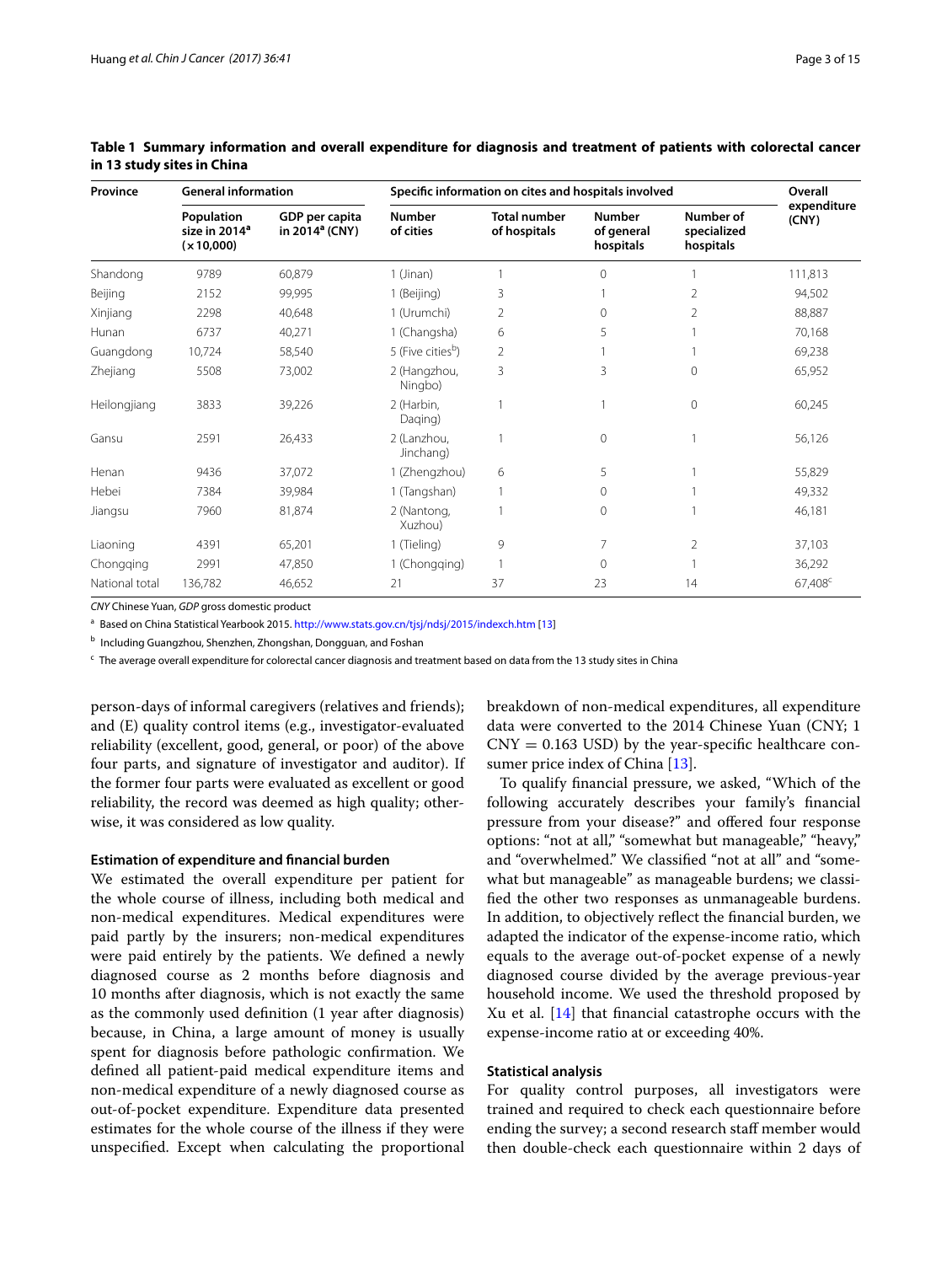**Table 1 Summary information and overall expenditure for diagnosis and treatment of patients with colorectal cancer in 13 study sites in China**

| Province | General information | | Specific information on cites and hospitals involved | | | | Overall expenditure (CNY) |
|---|---|---|---|---|---|---|---|
| | Population size in 2014[a] (×10,000) | GDP per capita in 2014[a] (CNY) | Number of cities | Total number of hospitals | Number of general hospitals | Number of specialized hospitals | |
| Shandong | 9789 | 60,879 | 1 (Jinan) | 1 | 0 | 1 | 111,813 |
| Beijing | 2152 | 99,995 | 1 (Beijing) | 3 | 1 | 2 | 94,502 |
| Xinjiang | 2298 | 40,648 | 1 (Urumchi) | 2 | 0 | 2 | 88,887 |
| Hunan | 6737 | 40,271 | 1 (Changsha) | 6 | 5 | 1 | 70,168 |
| Guangdong | 10,724 | 58,540 | 5 (Five cities[b]) | 2 | 1 | 1 | 69,238 |
| Zhejiang | 5508 | 73,002 | 2 (Hangzhou, Ningbo) | 3 | 3 | 0 | 65,952 |
| Heilongjiang | 3833 | 39,226 | 2 (Harbin, Daqing) | 1 | 1 | 0 | 60,245 |
| Gansu | 2591 | 26,433 | 2 (Lanzhou, Jinchang) | 1 | 0 | 1 | 56,126 |
| Henan | 9436 | 37,072 | 1 (Zhengzhou) | 6 | 5 | 1 | 55,829 |
| Hebei | 7384 | 39,984 | 1 (Tangshan) | 1 | 0 | 1 | 49,332 |
| Jiangsu | 7960 | 81,874 | 2 (Nantong, Xuzhou) | 1 | 0 | 1 | 46,181 |
| Liaoning | 4391 | 65,201 | 1 (Tieling) | 9 | 7 | 2 | 37,103 |
| Chongqing | 2991 | 47,850 | 1 (Chongqing) | 1 | 0 | 1 | 36,292 |
| National total | 136,782 | 46,652 | 21 | 37 | 23 | 14 | 67,408[c] |

*CNY* Chinese Yuan, *GDP* gross domestic product

[a] Based on China Statistical Yearbook 2015. http://www.stats.gov.cn/tjsj/ndsj/2015/indexch.htm [13]

[b] Including Guangzhou, Shenzhen, Zhongshan, Dongguan, and Foshan

[c] The average overall expenditure for colorectal cancer diagnosis and treatment based on data from the 13 study sites in China

person-days of informal caregivers (relatives and friends); and (E) quality control items (e.g., investigator-evaluated reliability (excellent, good, general, or poor) of the above four parts, and signature of investigator and auditor). If the former four parts were evaluated as excellent or good reliability, the record was deemed as high quality; otherwise, it was considered as low quality.

#### Estimation of expenditure and financial burden

We estimated the overall expenditure per patient for the whole course of illness, including both medical and non-medical expenditures. Medical expenditures were paid partly by the insurers; non-medical expenditures were paid entirely by the patients. We defined a newly diagnosed course as 2 months before diagnosis and 10 months after diagnosis, which is not exactly the same as the commonly used definition (1 year after diagnosis) because, in China, a large amount of money is usually spent for diagnosis before pathologic confirmation. We defined all patient-paid medical expenditure items and non-medical expenditure of a newly diagnosed course as out-of-pocket expenditure. Expenditure data presented estimates for the whole course of the illness if they were unspecified. Except when calculating the proportional breakdown of non-medical expenditures, all expenditure data were converted to the 2014 Chinese Yuan (CNY; 1 CNY = 0.163 USD) by the year-specific healthcare consumer price index of China [13].

To qualify financial pressure, we asked, "Which of the following accurately describes your family's financial pressure from your disease?" and offered four response options: "not at all," "somewhat but manageable," "heavy," and "overwhelmed." We classified "not at all" and "somewhat but manageable" as manageable burdens; we classified the other two responses as unmanageable burdens. In addition, to objectively reflect the financial burden, we adapted the indicator of the expense-income ratio, which equals to the average out-of-pocket expense of a newly diagnosed course divided by the average previous-year household income. We used the threshold proposed by Xu et al. [14] that financial catastrophe occurs with the expense-income ratio at or exceeding 40%.

#### Statistical analysis

For quality control purposes, all investigators were trained and required to check each questionnaire before ending the survey; a second research staff member would then double-check each questionnaire within 2 days of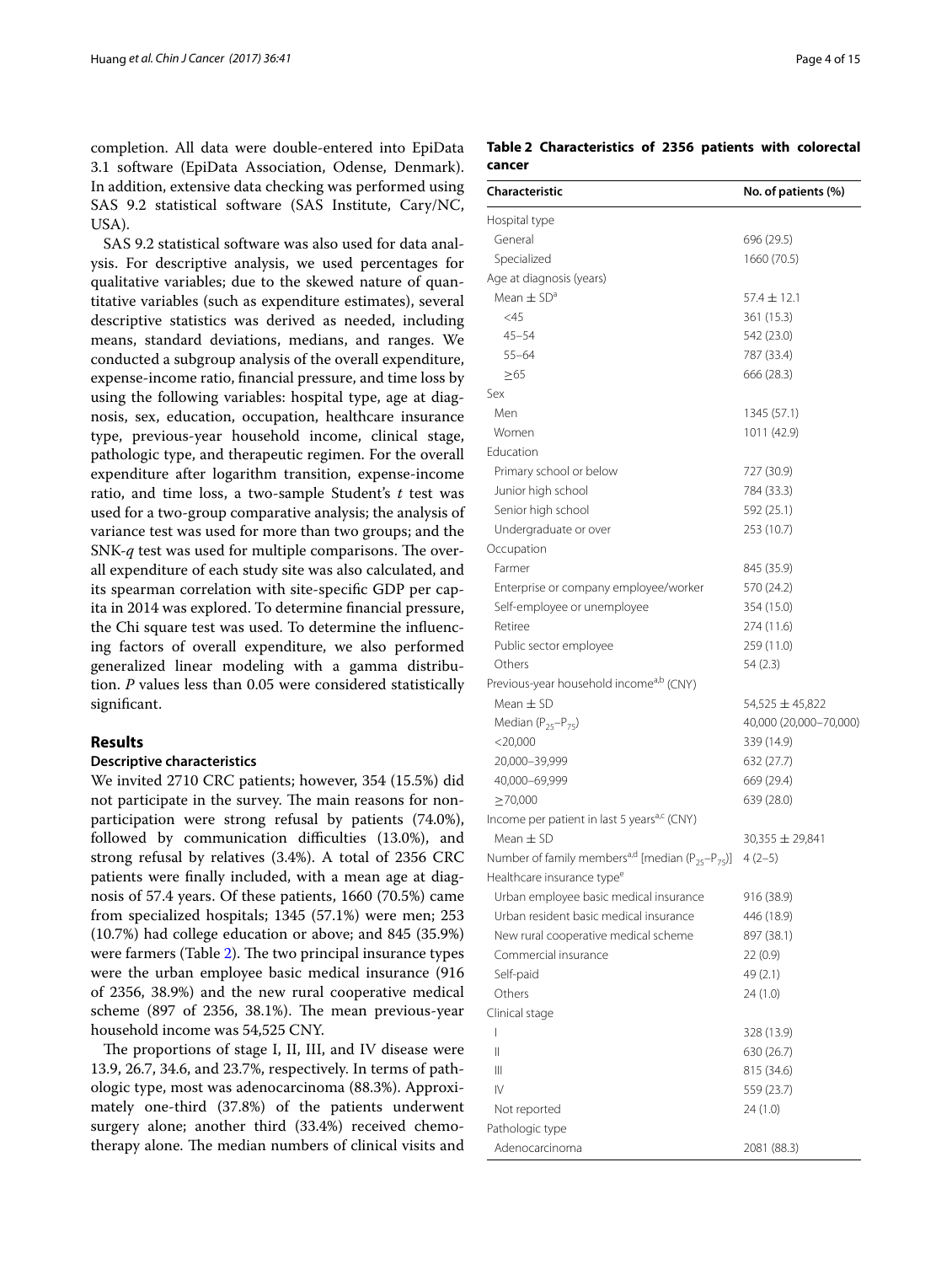completion. All data were double-entered into EpiData 3.1 software (EpiData Association, Odense, Denmark). In addition, extensive data checking was performed using SAS 9.2 statistical software (SAS Institute, Cary/NC, USA).

SAS 9.2 statistical software was also used for data analysis. For descriptive analysis, we used percentages for qualitative variables; due to the skewed nature of quantitative variables (such as expenditure estimates), several descriptive statistics was derived as needed, including means, standard deviations, medians, and ranges. We conducted a subgroup analysis of the overall expenditure, expense-income ratio, financial pressure, and time loss by using the following variables: hospital type, age at diagnosis, sex, education, occupation, healthcare insurance type, previous-year household income, clinical stage, pathologic type, and therapeutic regimen. For the overall expenditure after logarithm transition, expense-income ratio, and time loss, a two-sample Student's *t* test was used for a two-group comparative analysis; the analysis of variance test was used for more than two groups; and the SNK-*q* test was used for multiple comparisons. The overall expenditure of each study site was also calculated, and its spearman correlation with site-specific GDP per capita in 2014 was explored. To determine financial pressure, the Chi square test was used. To determine the influencing factors of overall expenditure, we also performed generalized linear modeling with a gamma distribution. *P* values less than 0.05 were considered statistically significant.

## Results

### Descriptive characteristics

We invited 2710 CRC patients; however, 354 (15.5%) did not participate in the survey. The main reasons for non-participation were strong refusal by patients (74.0%), followed by communication difficulties (13.0%), and strong refusal by relatives (3.4%). A total of 2356 CRC patients were finally included, with a mean age at diagnosis of 57.4 years. Of these patients, 1660 (70.5%) came from specialized hospitals; 1345 (57.1%) were men; 253 (10.7%) had college education or above; and 845 (35.9%) were farmers (Table 2). The two principal insurance types were the urban employee basic medical insurance (916 of 2356, 38.9%) and the new rural cooperative medical scheme (897 of 2356, 38.1%). The mean previous-year household income was 54,525 CNY.

The proportions of stage I, II, III, and IV disease were 13.9, 26.7, 34.6, and 23.7%, respectively. In terms of pathologic type, most was adenocarcinoma (88.3%). Approximately one-third (37.8%) of the patients underwent surgery alone; another third (33.4%) received chemotherapy alone. The median numbers of clinical visits and

**Table 2 Characteristics of 2356 patients with colorectal cancer**

| Characteristic | No. of patients (%) |
|---|---|
| Hospital type | |
| General | 696 (29.5) |
| Specialized | 1660 (70.5) |
| Age at diagnosis (years) | |
| Mean ± SD[a] | 57.4 ± 12.1 |
| <45 | 361 (15.3) |
| 45–54 | 542 (23.0) |
| 55–64 | 787 (33.4) |
| ≥65 | 666 (28.3) |
| Sex | |
| Men | 1345 (57.1) |
| Women | 1011 (42.9) |
| Education | |
| Primary school or below | 727 (30.9) |
| Junior high school | 784 (33.3) |
| Senior high school | 592 (25.1) |
| Undergraduate or over | 253 (10.7) |
| Occupation | |
| Farmer | 845 (35.9) |
| Enterprise or company employee/worker | 570 (24.2) |
| Self-employee or unemployee | 354 (15.0) |
| Retiree | 274 (11.6) |
| Public sector employee | 259 (11.0) |
| Others | 54 (2.3) |
| Previous-year household income[a,b] (CNY) | |
| Mean ± SD | 54,525 ± 45,822 |
| Median ($P_{25}$–$P_{75}$) | 40,000 (20,000–70,000) |
| <20,000 | 339 (14.9) |
| 20,000–39,999 | 632 (27.7) |
| 40,000–69,999 | 669 (29.4) |
| ≥70,000 | 639 (28.0) |
| Income per patient in last 5 years[a,c] (CNY) | |
| Mean ± SD | 30,355 ± 29,841 |
| Number of family members[a,d] [median ($P_{25}$–$P_{75}$)] | 4 (2–5) |
| Healthcare insurance type[e] | |
| Urban employee basic medical insurance | 916 (38.9) |
| Urban resident basic medical insurance | 446 (18.9) |
| New rural cooperative medical scheme | 897 (38.1) |
| Commercial insurance | 22 (0.9) |
| Self-paid | 49 (2.1) |
| Others | 24 (1.0) |
| Clinical stage | |
| I | 328 (13.9) |
| II | 630 (26.7) |
| III | 815 (34.6) |
| IV | 559 (23.7) |
| Not reported | 24 (1.0) |
| Pathologic type | |
| Adenocarcinoma | 2081 (88.3) |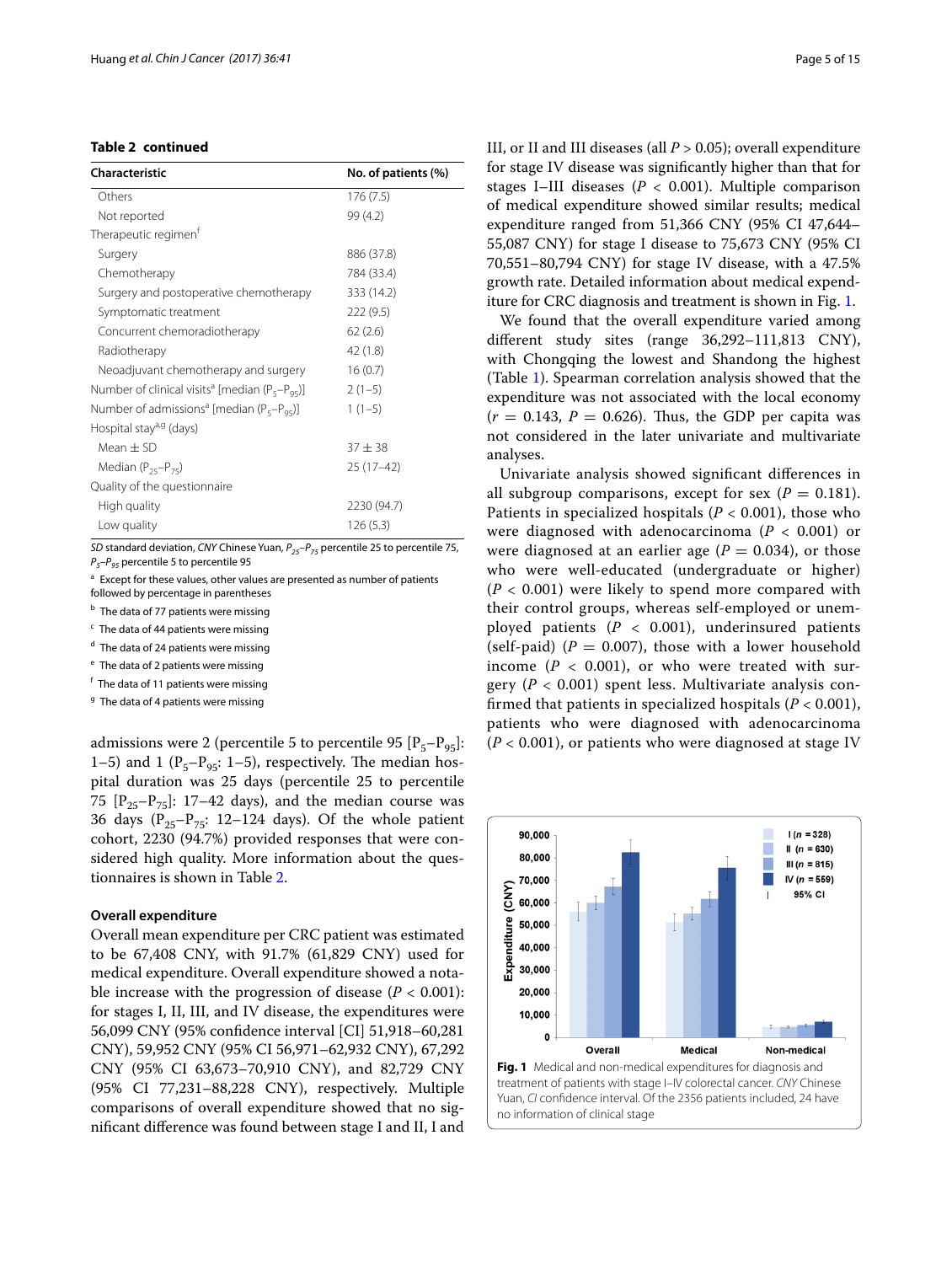**Table 2 continued**

| Characteristic | No. of patients (%) |
|---|---|
| Others | 176 (7.5) |
| Not reported | 99 (4.2) |
| Therapeutic regimen[f] | |
| Surgery | 886 (37.8) |
| Chemotherapy | 784 (33.4) |
| Surgery and postoperative chemotherapy | 333 (14.2) |
| Symptomatic treatment | 222 (9.5) |
| Concurrent chemoradiotherapy | 62 (2.6) |
| Radiotherapy | 42 (1.8) |
| Neoadjuvant chemotherapy and surgery | 16 (0.7) |
| Number of clinical visits[a] [median ($P_5$–$P_{95}$)] | 2 (1–5) |
| Number of admissions[a] [median ($P_5$–$P_{95}$)] | 1 (1–5) |
| Hospital stay[a,g] (days) | |
| Mean ± SD | 37 ± 38 |
| Median ($P_{25}$–$P_{75}$) | 25 (17–42) |
| Quality of the questionnaire | |
| High quality | 2230 (94.7) |
| Low quality | 126 (5.3) |

*SD* standard deviation, *CNY* Chinese Yuan, $P_{25}$–$P_{75}$ percentile 25 to percentile 75, $P_5$–$P_{95}$ percentile 5 to percentile 95

[a] Except for these values, other values are presented as number of patients followed by percentage in parentheses

[b] The data of 77 patients were missing

[c] The data of 44 patients were missing

[d] The data of 24 patients were missing

[e] The data of 2 patients were missing

[f] The data of 11 patients were missing

[g] The data of 4 patients were missing

admissions were 2 (percentile 5 to percentile 95 [$P_5$–$P_{95}$]: 1–5) and 1 ($P_5$–$P_{95}$: 1–5), respectively. The median hospital duration was 25 days (percentile 25 to percentile 75 [$P_{25}$–$P_{75}$]: 17–42 days), and the median course was 36 days ($P_{25}$–$P_{75}$: 12–124 days). Of the whole patient cohort, 2230 (94.7%) provided responses that were considered high quality. More information about the questionnaires is shown in Table 2.

### Overall expenditure

Overall mean expenditure per CRC patient was estimated to be 67,408 CNY, with 91.7% (61,829 CNY) used for medical expenditure. Overall expenditure showed a notable increase with the progression of disease ($P < 0.001$): for stages I, II, III, and IV disease, the expenditures were 56,099 CNY (95% confidence interval [CI] 51,918–60,281 CNY), 59,952 CNY (95% CI 56,971–62,932 CNY), 67,292 CNY (95% CI 63,673–70,910 CNY), and 82,729 CNY (95% CI 77,231–88,228 CNY), respectively. Multiple comparisons of overall expenditure showed that no significant difference was found between stage I and II, I and III, or II and III diseases (all $P > 0.05$); overall expenditure for stage IV disease was significantly higher than that for stages I–III diseases ($P < 0.001$). Multiple comparison of medical expenditure showed similar results; medical expenditure ranged from 51,366 CNY (95% CI 47,644–55,087 CNY) for stage I disease to 75,673 CNY (95% CI 70,551–80,794 CNY) for stage IV disease, with a 47.5% growth rate. Detailed information about medical expenditure for CRC diagnosis and treatment is shown in Fig. 1.

We found that the overall expenditure varied among different study sites (range 36,292–111,813 CNY), with Chongqing the lowest and Shandong the highest (Table 1). Spearman correlation analysis showed that the expenditure was not associated with the local economy ($r = 0.143$, $P = 0.626$). Thus, the GDP per capita was not considered in the later univariate and multivariate analyses.

Univariate analysis showed significant differences in all subgroup comparisons, except for sex ($P = 0.181$). Patients in specialized hospitals ($P < 0.001$), those who were diagnosed with adenocarcinoma ($P < 0.001$) or were diagnosed at an earlier age ($P = 0.034$), or those who were well-educated (undergraduate or higher) ($P < 0.001$) were likely to spend more compared with their control groups, whereas self-employed or unemployed patients ($P < 0.001$), underinsured patients (self-paid) ($P = 0.007$), those with a lower household income ($P < 0.001$), or who were treated with surgery ($P < 0.001$) spent less. Multivariate analysis confirmed that patients in specialized hospitals ($P < 0.001$), patients who were diagnosed with adenocarcinoma ($P < 0.001$), or patients who were diagnosed at stage IV

**Fig. 1** Medical and non-medical expenditures for diagnosis and treatment of patients with stage I–IV colorectal cancer. *CNY* Chinese Yuan, *CI* confidence interval. Of the 2356 patients included, 24 have no information of clinical stage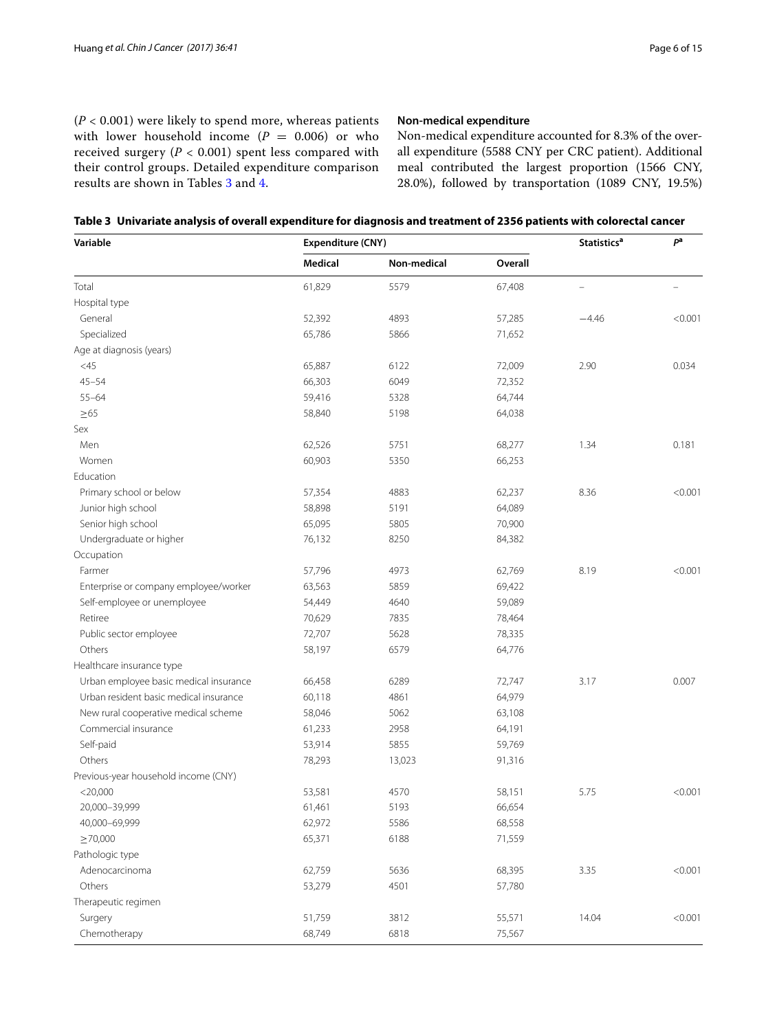($P < 0.001$) were likely to spend more, whereas patients with lower household income ($P = 0.006$) or who received surgery ($P < 0.001$) spent less compared with their control groups. Detailed expenditure comparison results are shown in Tables 3 and 4.

#### Non-medical expenditure

Non-medical expenditure accounted for 8.3% of the overall expenditure (5588 CNY per CRC patient). Additional meal contributed the largest proportion (1566 CNY, 28.0%), followed by transportation (1089 CNY, 19.5%)

**Table 3 Univariate analysis of overall expenditure for diagnosis and treatment of 2356 patients with colorectal cancer**

| Variable | Expenditure (CNY) | | | Statistics[a] | P[a] |
|---|---|---|---|---|---|
| | Medical | Non-medical | Overall | | |
| Total | 61,829 | 5579 | 67,408 | – | – |
| Hospital type | | | | | |
| General | 52,392 | 4893 | 57,285 | −4.46 | <0.001 |
| Specialized | 65,786 | 5866 | 71,652 | | |
| Age at diagnosis (years) | | | | | |
| <45 | 65,887 | 6122 | 72,009 | 2.90 | 0.034 |
| 45–54 | 66,303 | 6049 | 72,352 | | |
| 55–64 | 59,416 | 5328 | 64,744 | | |
| ≥65 | 58,840 | 5198 | 64,038 | | |
| Sex | | | | | |
| Men | 62,526 | 5751 | 68,277 | 1.34 | 0.181 |
| Women | 60,903 | 5350 | 66,253 | | |
| Education | | | | | |
| Primary school or below | 57,354 | 4883 | 62,237 | 8.36 | <0.001 |
| Junior high school | 58,898 | 5191 | 64,089 | | |
| Senior high school | 65,095 | 5805 | 70,900 | | |
| Undergraduate or higher | 76,132 | 8250 | 84,382 | | |
| Occupation | | | | | |
| Farmer | 57,796 | 4973 | 62,769 | 8.19 | <0.001 |
| Enterprise or company employee/worker | 63,563 | 5859 | 69,422 | | |
| Self-employee or unemployee | 54,449 | 4640 | 59,089 | | |
| Retiree | 70,629 | 7835 | 78,464 | | |
| Public sector employee | 72,707 | 5628 | 78,335 | | |
| Others | 58,197 | 6579 | 64,776 | | |
| Healthcare insurance type | | | | | |
| Urban employee basic medical insurance | 66,458 | 6289 | 72,747 | 3.17 | 0.007 |
| Urban resident basic medical insurance | 60,118 | 4861 | 64,979 | | |
| New rural cooperative medical scheme | 58,046 | 5062 | 63,108 | | |
| Commercial insurance | 61,233 | 2958 | 64,191 | | |
| Self-paid | 53,914 | 5855 | 59,769 | | |
| Others | 78,293 | 13,023 | 91,316 | | |
| Previous-year household income (CNY) | | | | | |
| <20,000 | 53,581 | 4570 | 58,151 | 5.75 | <0.001 |
| 20,000–39,999 | 61,461 | 5193 | 66,654 | | |
| 40,000–69,999 | 62,972 | 5586 | 68,558 | | |
| ≥70,000 | 65,371 | 6188 | 71,559 | | |
| Pathologic type | | | | | |
| Adenocarcinoma | 62,759 | 5636 | 68,395 | 3.35 | <0.001 |
| Others | 53,279 | 4501 | 57,780 | | |
| Therapeutic regimen | | | | | |
| Surgery | 51,759 | 3812 | 55,571 | 14.04 | <0.001 |
| Chemotherapy | 68,749 | 6818 | 75,567 | | |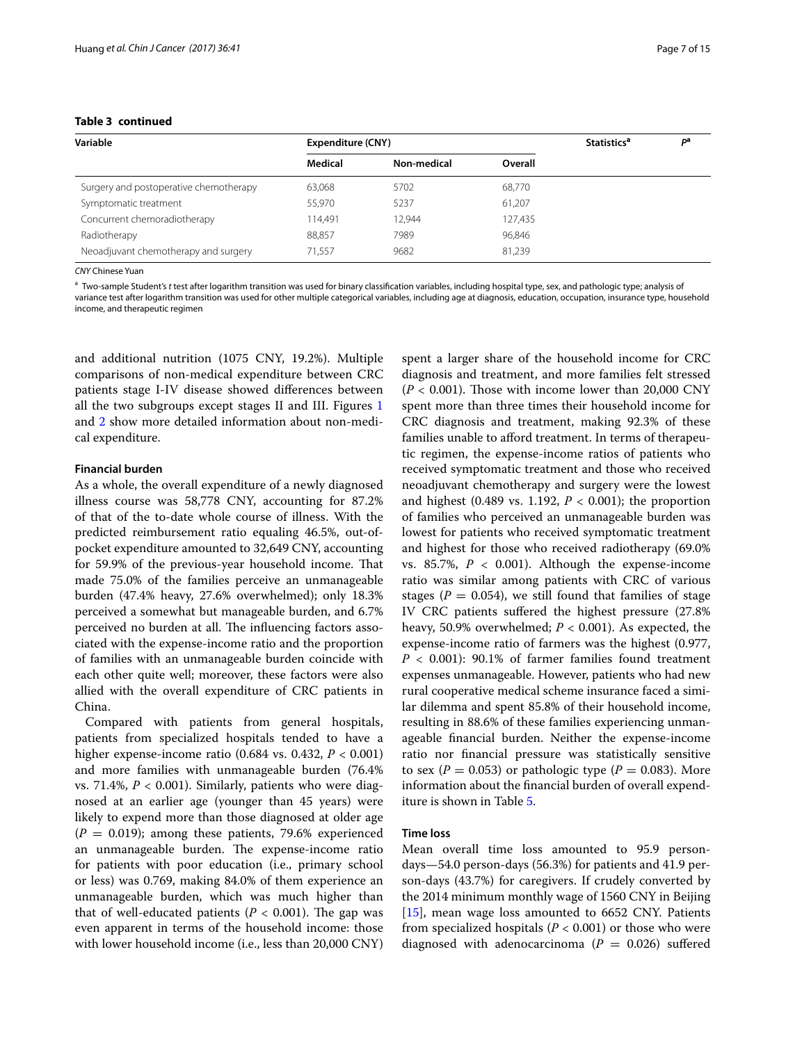**Table 3 continued**

| Variable | Expenditure (CNY) | | | Statistics[a] | $P$[a] |
|---|---|---|---|---|---|
| | Medical | Non-medical | Overall | | |
| Surgery and postoperative chemotherapy | 63,068 | 5702 | 68,770 | | |
| Symptomatic treatment | 55,970 | 5237 | 61,207 | | |
| Concurrent chemoradiotherapy | 114,491 | 12,944 | 127,435 | | |
| Radiotherapy | 88,857 | 7989 | 96,846 | | |
| Neoadjuvant chemotherapy and surgery | 71,557 | 9682 | 81,239 | | |

*CNY* Chinese Yuan

[a] Two-sample Student's *t* test after logarithm transition was used for binary classification variables, including hospital type, sex, and pathologic type; analysis of variance test after logarithm transition was used for other multiple categorical variables, including age at diagnosis, education, occupation, insurance type, household income, and therapeutic regimen

and additional nutrition (1075 CNY, 19.2%). Multiple comparisons of non-medical expenditure between CRC patients stage I-IV disease showed differences between all the two subgroups except stages II and III. Figures 1 and 2 show more detailed information about non-medical expenditure.

### Financial burden

As a whole, the overall expenditure of a newly diagnosed illness course was 58,778 CNY, accounting for 87.2% of that of the to-date whole course of illness. With the predicted reimbursement ratio equaling 46.5%, out-of-pocket expenditure amounted to 32,649 CNY, accounting for 59.9% of the previous-year household income. That made 75.0% of the families perceive an unmanageable burden (47.4% heavy, 27.6% overwhelmed); only 18.3% perceived a somewhat but manageable burden, and 6.7% perceived no burden at all. The influencing factors associated with the expense-income ratio and the proportion of families with an unmanageable burden coincide with each other quite well; moreover, these factors were also allied with the overall expenditure of CRC patients in China.

Compared with patients from general hospitals, patients from specialized hospitals tended to have a higher expense-income ratio (0.684 vs. 0.432, $P < 0.001$) and more families with unmanageable burden (76.4% vs. 71.4%, $P < 0.001$). Similarly, patients who were diagnosed at an earlier age (younger than 45 years) were likely to expend more than those diagnosed at older age ($P = 0.019$); among these patients, 79.6% experienced an unmanageable burden. The expense-income ratio for patients with poor education (i.e., primary school or less) was 0.769, making 84.0% of them experience an unmanageable burden, which was much higher than that of well-educated patients ($P < 0.001$). The gap was even apparent in terms of the household income: those with lower household income (i.e., less than 20,000 CNY) spent a larger share of the household income for CRC diagnosis and treatment, and more families felt stressed ($P < 0.001$). Those with income lower than 20,000 CNY spent more than three times their household income for CRC diagnosis and treatment, making 92.3% of these families unable to afford treatment. In terms of therapeutic regimen, the expense-income ratios of patients who received symptomatic treatment and those who received neoadjuvant chemotherapy and surgery were the lowest and highest (0.489 vs. 1.192, $P < 0.001$); the proportion of families who perceived an unmanageable burden was lowest for patients who received symptomatic treatment and highest for those who received radiotherapy (69.0% vs. 85.7%, $P < 0.001$). Although the expense-income ratio was similar among patients with CRC of various stages ($P = 0.054$), we still found that families of stage IV CRC patients suffered the highest pressure (27.8% heavy, 50.9% overwhelmed; $P < 0.001$). As expected, the expense-income ratio of farmers was the highest (0.977, $P < 0.001$): 90.1% of farmer families found treatment expenses unmanageable. However, patients who had new rural cooperative medical scheme insurance faced a similar dilemma and spent 85.8% of their household income, resulting in 88.6% of these families experiencing unmanageable financial burden. Neither the expense-income ratio nor financial pressure was statistically sensitive to sex ($P = 0.053$) or pathologic type ($P = 0.083$). More information about the financial burden of overall expenditure is shown in Table 5.

### Time loss

Mean overall time loss amounted to 95.9 person-days—54.0 person-days (56.3%) for patients and 41.9 person-days (43.7%) for caregivers. If crudely converted by the 2014 minimum monthly wage of 1560 CNY in Beijing [15], mean wage loss amounted to 6652 CNY. Patients from specialized hospitals ($P < 0.001$) or those who were diagnosed with adenocarcinoma ($P = 0.026$) suffered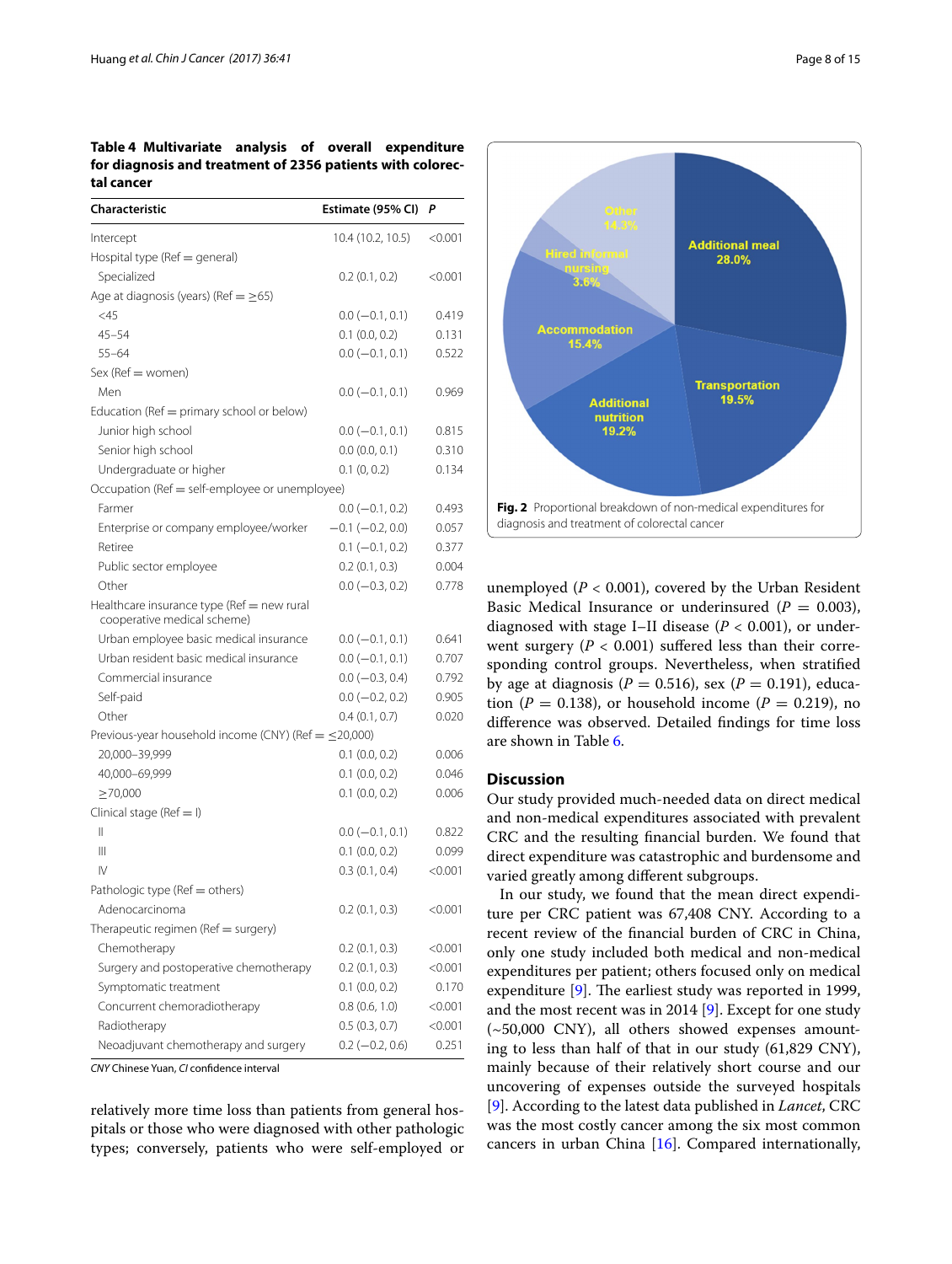**Table 4 Multivariate analysis of overall expenditure for diagnosis and treatment of 2356 patients with colorectal cancer**

| Characteristic | Estimate (95% CI) | P |
|---|---|---|
| Intercept | 10.4 (10.2, 10.5) | <0.001 |
| Hospital type (Ref = general) | | |
| Specialized | 0.2 (0.1, 0.2) | <0.001 |
| Age at diagnosis (years) (Ref = ≥65) | | |
| <45 | 0.0 (−0.1, 0.1) | 0.419 |
| 45–54 | 0.1 (0.0, 0.2) | 0.131 |
| 55–64 | 0.0 (−0.1, 0.1) | 0.522 |
| Sex (Ref = women) | | |
| Men | 0.0 (−0.1, 0.1) | 0.969 |
| Education (Ref = primary school or below) | | |
| Junior high school | 0.0 (−0.1, 0.1) | 0.815 |
| Senior high school | 0.0 (0.0, 0.1) | 0.310 |
| Undergraduate or higher | 0.1 (0, 0.2) | 0.134 |
| Occupation (Ref = self-employee or unemployee) | | |
| Farmer | 0.0 (−0.1, 0.2) | 0.493 |
| Enterprise or company employee/worker | −0.1 (−0.2, 0.0) | 0.057 |
| Retiree | 0.1 (−0.1, 0.2) | 0.377 |
| Public sector employee | 0.2 (0.1, 0.3) | 0.004 |
| Other | 0.0 (−0.3, 0.2) | 0.778 |
| Healthcare insurance type (Ref = new rural cooperative medical scheme) | | |
| Urban employee basic medical insurance | 0.0 (−0.1, 0.1) | 0.641 |
| Urban resident basic medical insurance | 0.0 (−0.1, 0.1) | 0.707 |
| Commercial insurance | 0.0 (−0.3, 0.4) | 0.792 |
| Self-paid | 0.0 (−0.2, 0.2) | 0.905 |
| Other | 0.4 (0.1, 0.7) | 0.020 |
| Previous-year household income (CNY) (Ref = ≤20,000) | | |
| 20,000–39,999 | 0.1 (0.0, 0.2) | 0.006 |
| 40,000–69,999 | 0.1 (0.0, 0.2) | 0.046 |
| ≥70,000 | 0.1 (0.0, 0.2) | 0.006 |
| Clinical stage (Ref = I) | | |
| II | 0.0 (−0.1, 0.1) | 0.822 |
| III | 0.1 (0.0, 0.2) | 0.099 |
| IV | 0.3 (0.1, 0.4) | <0.001 |
| Pathologic type (Ref = others) | | |
| Adenocarcinoma | 0.2 (0.1, 0.3) | <0.001 |
| Therapeutic regimen (Ref = surgery) | | |
| Chemotherapy | 0.2 (0.1, 0.3) | <0.001 |
| Surgery and postoperative chemotherapy | 0.2 (0.1, 0.3) | <0.001 |
| Symptomatic treatment | 0.1 (0.0, 0.2) | 0.170 |
| Concurrent chemoradiotherapy | 0.8 (0.6, 1.0) | <0.001 |
| Radiotherapy | 0.5 (0.3, 0.7) | <0.001 |
| Neoadjuvant chemotherapy and surgery | 0.2 (−0.2, 0.6) | 0.251 |

*CNY* Chinese Yuan, *CI* confidence interval

relatively more time loss than patients from general hospitals or those who were diagnosed with other pathologic types; conversely, patients who were self-employed or unemployed ($P < 0.001$), covered by the Urban Resident Basic Medical Insurance or underinsured ($P = 0.003$), diagnosed with stage I–II disease ($P < 0.001$), or underwent surgery ($P < 0.001$) suffered less than their corresponding control groups. Nevertheless, when stratified by age at diagnosis ($P = 0.516$), sex ($P = 0.191$), education ($P = 0.138$), or household income ($P = 0.219$), no difference was observed. Detailed findings for time loss are shown in Table 6.

**Fig. 2** Proportional breakdown of non-medical expenditures for diagnosis and treatment of colorectal cancer

## Discussion

Our study provided much-needed data on direct medical and non-medical expenditures associated with prevalent CRC and the resulting financial burden. We found that direct expenditure was catastrophic and burdensome and varied greatly among different subgroups.

In our study, we found that the mean direct expenditure per CRC patient was 67,408 CNY. According to a recent review of the financial burden of CRC in China, only one study included both medical and non-medical expenditures per patient; others focused only on medical expenditure [9]. The earliest study was reported in 1999, and the most recent was in 2014 [9]. Except for one study (~50,000 CNY), all others showed expenses amounting to less than half of that in our study (61,829 CNY), mainly because of their relatively short course and our uncovering of expenses outside the surveyed hospitals [9]. According to the latest data published in *Lancet*, CRC was the most costly cancer among the six most common cancers in urban China [16]. Compared internationally,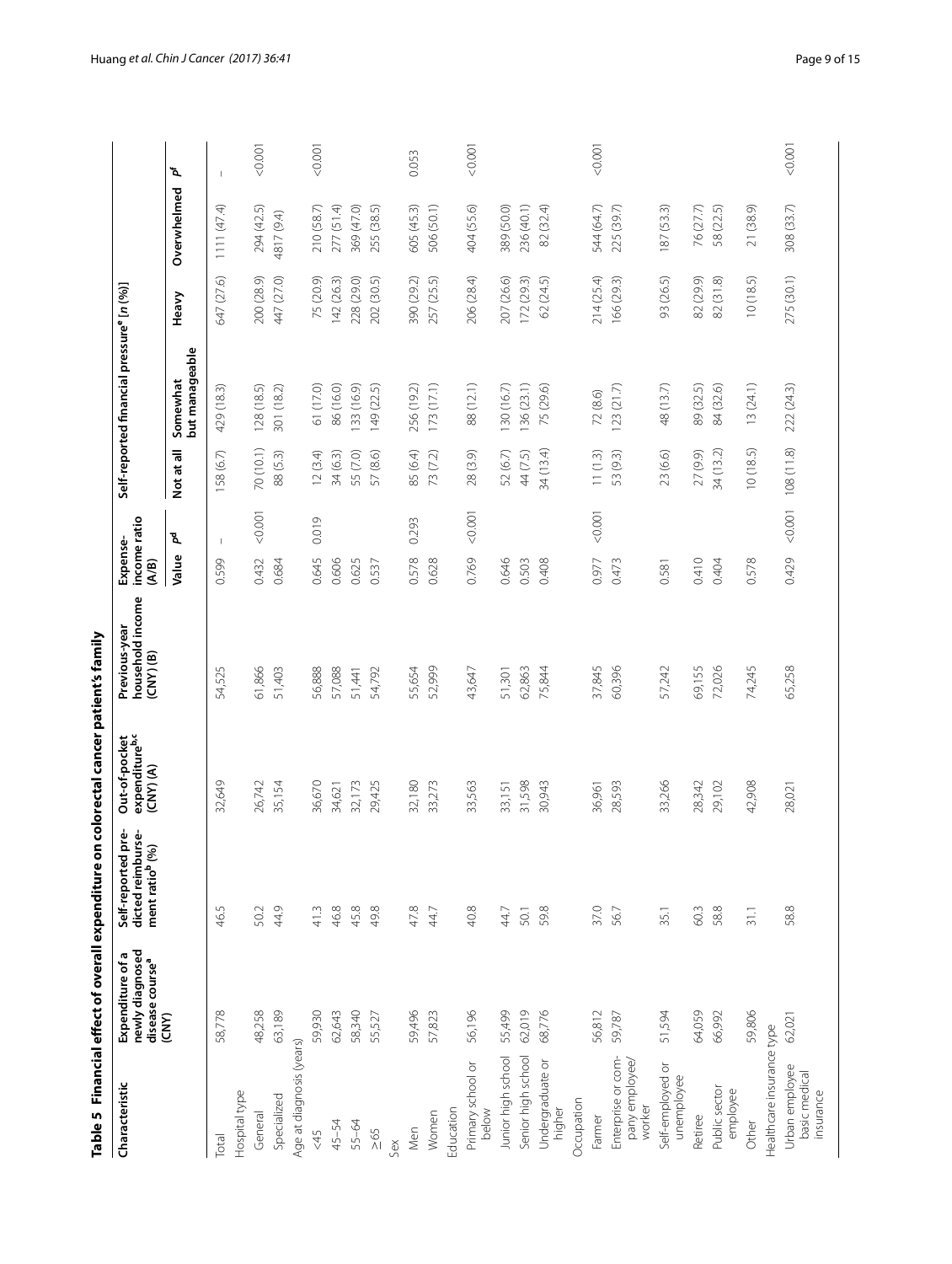**Table 5 Financial effect of overall expenditure on colorectal cancer patient's family**

| Characteristic | Expenditure of a newly diagnosed disease course[a] (CNY) | Self-reported predicted reimbursement ratio[b] (%) | Out-of-pocket expenditure[b,c] (CNY) (A) | Previous-year household income (CNY) (B) | Expense-income ratio (A/B) | | Self-reported financial pressure[e] [n (%)] | | | | |
|---|---|---|---|---|---|---|---|---|---|---|---|
| | | | | | Value | $P^d$ | Not at all | Somewhat but manageable | Heavy | Overwhelmed | $P^f$ |
| Total | 58,778 | 46.5 | 32,649 | 54,525 | 0.599 | – | 158 (6.7) | 429 (18.3) | 647 (27.6) | 1111 (47.4) | – |
| Hospital type | | | | | | | | | | | |
| General | 48,258 | 50.2 | 26,742 | 61,866 | 0.432 | <0.001 | 70 (10.1) | 128 (18.5) | 200 (28.9) | 294 (42.5) | <0.001 |
| Specialized | 63,189 | 44.9 | 35,154 | 51,403 | 0.684 | | 88 (5.3) | 301 (18.2) | 447 (27.0) | 4817 (9.4) | |
| Age at diagnosis (years) | | | | | | | | | | | |
| <45 | 59,930 | 41.3 | 36,670 | 56,888 | 0.645 | 0.019 | 12 (3.4) | 61 (17.0) | 75 (20.9) | 210 (58.7) | <0.001 |
| 45–54 | 62,643 | 46.8 | 34,621 | 57,088 | 0.606 | | 34 (6.3) | 86 (16.0) | 142 (26.3) | 277 (51.4) | |
| 55–64 | 58,340 | 45.8 | 32,173 | 51,441 | 0.625 | | 55 (7.0) | 133 (16.9) | 228 (29.0) | 369 (47.0) | |
| ≥65 | 55,527 | 49.8 | 29,425 | 54,792 | 0.537 | | 57 (8.6) | 149 (22.5) | 202 (30.5) | 255 (38.5) | |
| Sex | | | | | | | | | | | |
| Men | 59,496 | 47.8 | 32,180 | 55,654 | 0.578 | 0.293 | 85 (6.4) | 256 (19.2) | 390 (29.2) | 605 (45.3) | 0.053 |
| Women | 57,823 | 44.7 | 33,273 | 52,999 | 0.628 | | 73 (7.2) | 173 (17.1) | 257 (25.5) | 506 (50.1) | |
| Education | | | | | | | | | | | |
| Primary school or below | 56,196 | 40.8 | 33,563 | 43,647 | 0.769 | <0.001 | 28 (3.9) | 88 (12.1) | 206 (28.4) | 404 (55.6) | <0.001 |
| Junior high school | 55,499 | 44.7 | 33,151 | 51,301 | 0.646 | | 52 (6.7) | 130 (16.7) | 207 (26.6) | 389 (50.0) | |
| Senior high school | 62,019 | 50.1 | 31,598 | 62,863 | 0.503 | | 44 (7.5) | 136 (23.1) | 172 (29.3) | 236 (40.1) | |
| Undergraduate or higher | 68,776 | 59.8 | 30,943 | 75,844 | 0.408 | | 34 (13.4) | 75 (29.6) | 62 (24.5) | 82 (32.4) | |
| Occupation | | | | | | | | | | | |
| Farmer | 56,812 | 37.0 | 36,961 | 37,845 | 0.977 | <0.001 | 11 (1.3) | 72 (8.6) | 214 (25.4) | 544 (64.7) | <0.001 |
| Enterprise or company employee/worker | 59,787 | 56.7 | 28,593 | 60,396 | 0.473 | | 53 (9.3) | 123 (21.7) | 166 (29.3) | 225 (39.7) | |
| Self-employed or unemployee | 51,594 | 35.1 | 33,266 | 57,242 | 0.581 | | 23 (6.6) | 48 (13.7) | 93 (26.5) | 187 (53.3) | |
| Retiree | 64,059 | 60.3 | 28,342 | 69,155 | 0.410 | | 27 (9.9) | 89 (32.5) | 82 (29.9) | 76 (27.7) | |
| Public sector employee | 66,992 | 58.8 | 29,102 | 72,026 | 0.404 | | 34 (13.2) | 84 (32.6) | 82 (31.8) | 58 (22.5) | |
| Other | 59,806 | 31.1 | 42,908 | 74,245 | 0.578 | | 10 (18.5) | 13 (24.1) | 10 (18.5) | 21 (38.9) | |
| Healthcare insurance type | | | | | | | | | | | |
| Urban employee basic medical insurance | 62,021 | 58.8 | 28,021 | 65,258 | 0.429 | <0.001 | 108 (11.8) | 222 (24.3) | 275 (30.1) | 308 (33.7) | <0.001 |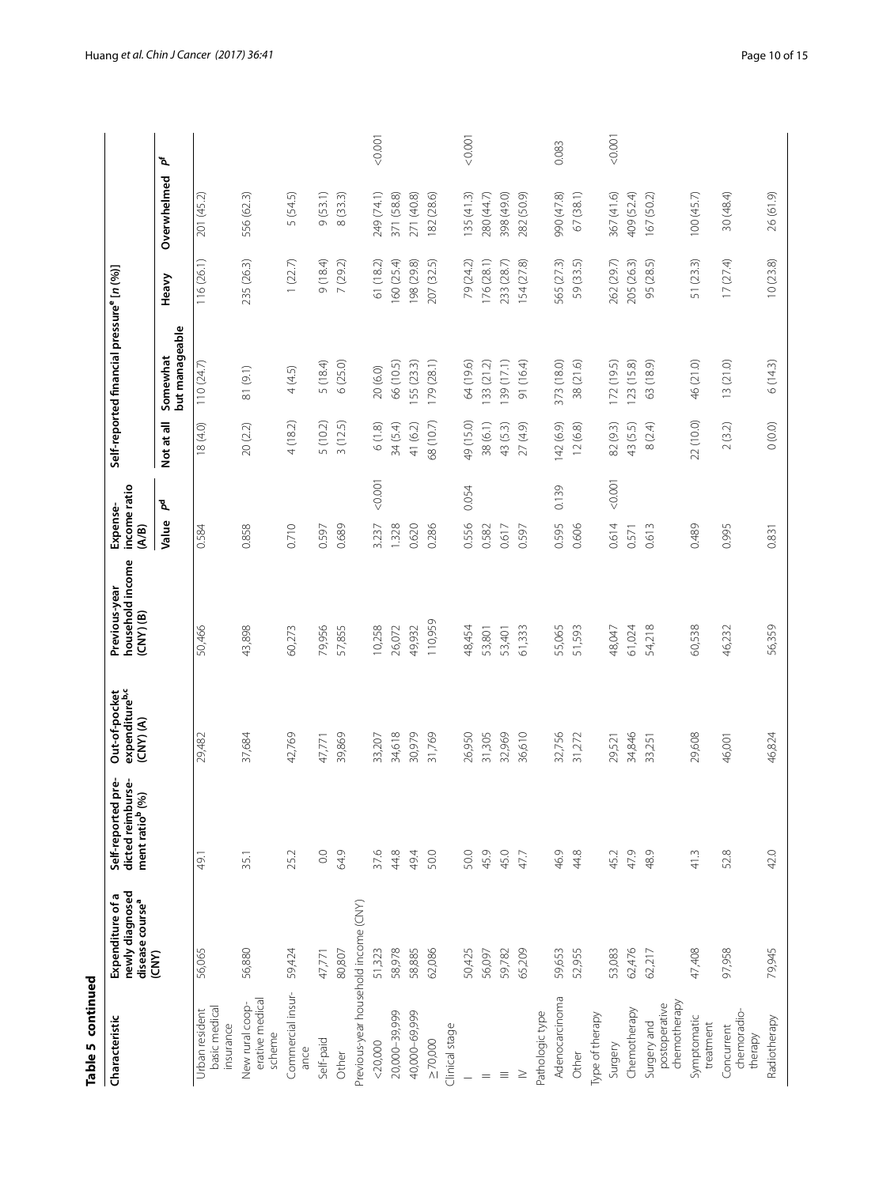**Table 5 continued**

| Characteristic | Expenditure of a newly diagnosed disease course[a] (CNY) | Self-reported pre-dicted reimburse-ment ratio[b] (%) | Out-of-pocket expenditure[b,c] (CNY) (A) | Previous-year household income (CNY) (B) | Expense-income ratio (A/B) | | Self-reported financial pressure[e] [n (%)] | | | | |
|---|---|---|---|---|---|---|---|---|---|---|---|
| | | | | | Value | $P^d$ | Not at all | Somewhat but manageable | Heavy | Overwhelmed | $P^f$ |
| Urban resident basic medical insurance | 56,065 | 49.1 | 29,482 | 50,466 | 0.584 | | 18 (4.0) | 110 (24.7) | 116 (26.1) | 201 (45.2) | |
| New rural cooperative medical scheme | 56,880 | 35.1 | 37,684 | 43,898 | 0.858 | | 20 (2.2) | 81 (9.1) | 235 (26.3) | 556 (62.3) | |
| Commercial insurance | 59,424 | 25.2 | 42,769 | 60,273 | 0.710 | | 4 (18.2) | 4 (4.5) | 1 (22.7) | 5 (54.5) | |
| Self-paid | 47,771 | 0.0 | 47,771 | 79,956 | 0.597 | | 5 (10.2) | 5 (18.4) | 9 (18.4) | 9 (53.1) | |
| Other | 80,807 | 64.9 | 39,869 | 57,855 | 0.689 | | 3 (12.5) | 6 (25.0) | 7 (29.2) | 8 (33.3) | |
| Previous-year household income (CNY) | | | | | | | | | | | |
| <20,000 | 51,323 | 37.6 | 33,207 | 10,258 | 3.237 | <0.001 | 6 (1.8) | 20 (6.0) | 61 (18.2) | 249 (74.1) | <0.001 |
| 20,000–39,999 | 58,978 | 44.8 | 34,618 | 26,072 | 1.328 | | 34 (5.4) | 66 (10.5) | 160 (25.4) | 371 (58.8) | |
| 40,000–69,999 | 58,885 | 49.4 | 30,979 | 49,932 | 0.620 | | 41 (6.2) | 155 (23.3) | 198 (29.8) | 271 (40.8) | |
| ≥70,000 | 62,086 | 50.0 | 31,769 | 110,959 | 0.286 | | 68 (10.7) | 179 (28.1) | 207 (32.5) | 182 (28.6) | |
| Clinical stage | | | | | | | | | | | |
| I | 50,425 | 50.0 | 26,950 | 48,454 | 0.556 | 0.054 | 49 (15.0) | 64 (19.6) | 79 (24.2) | 135 (41.3) | <0.001 |
| II | 56,097 | 45.9 | 31,305 | 53,801 | 0.582 | | 38 (6.1) | 133 (21.2) | 176 (28.1) | 280 (44.7) | |
| III | 59,782 | 45.0 | 32,969 | 53,401 | 0.617 | | 43 (5.3) | 139 (17.1) | 233 (28.7) | 398 (49.0) | |
| IV | 65,209 | 47.7 | 36,610 | 61,333 | 0.597 | | 27 (4.9) | 91 (16.4) | 154 (27.8) | 282 (50.9) | |
| Pathologic type | | | | | | | | | | | |
| Adenocarcinoma | 59,653 | 46.9 | 32,756 | 55,065 | 0.595 | 0.139 | 142 (6.9) | 373 (18.0) | 565 (27.3) | 990 (47.8) | 0.083 |
| Other | 52,955 | 44.8 | 31,272 | 51,593 | 0.606 | | 12 (6.8) | 38 (21.6) | 59 (33.5) | 67 (38.1) | |
| Type of therapy | | | | | | | | | | | |
| Surgery | 53,083 | 45.2 | 29,521 | 48,047 | 0.614 | <0.001 | 82 (9.3) | 172 (19.5) | 262 (29.7) | 367 (41.6) | <0.001 |
| Chemotherapy | 62,476 | 47.9 | 34,846 | 61,024 | 0.571 | | 43 (5.5) | 123 (15.8) | 205 (26.3) | 409 (52.4) | |
| Surgery and postoperative chemotherapy | 62,217 | 48.9 | 33,251 | 54,218 | 0.613 | | 8 (2.4) | 63 (18.9) | 95 (28.5) | 167 (50.2) | |
| Symptomatic treatment | 47,408 | 41.3 | 29,608 | 60,538 | 0.489 | | 22 (10.0) | 46 (21.0) | 51 (23.3) | 100 (45.7) | |
| Concurrent chemoradiotherapy | 97,958 | 52.8 | 46,001 | 46,232 | 0.995 | | 2 (3.2) | 13 (21.0) | 17 (27.4) | 30 (48.4) | |
| Radiotherapy | 79,945 | 42.0 | 46,824 | 56,359 | 0.831 | | 0 (0.0) | 6 (14.3) | 10 (23.8) | 26 (61.9) | |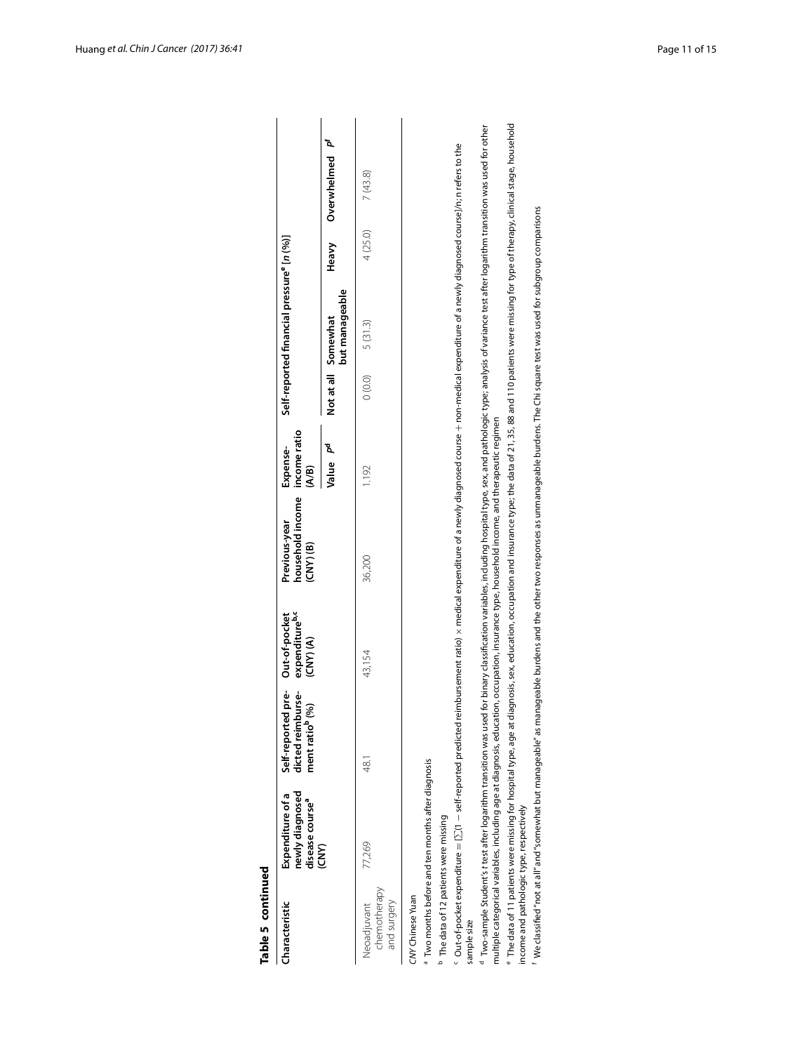**Table 5 continued**

| Characteristic | Expenditure of a newly diagnosed disease course[a] (CNY) | Self-reported predicted reimbursement ratio[b] (%) | Out-of-pocket expenditure[b,c] (CNY) (A) | Previous-year household income (CNY) (B) | Expense-income ratio (A/B) | | Self-reported financial pressure[e] [n (%)] | | | | |
|---|---|---|---|---|---|---|---|---|---|---|---|
| | | | | | Value | $P^d$ | Not at all | Somewhat but manageable | Heavy | Overwhelmed | $P^f$ |
| Neoadjuvant chemotherapy and surgery | 77,269 | 48.1 | 43,154 | 36,200 | 1.192 | | 0 (0.0) | 5 (31.3) | 4 (25.0) | 7 (43.8) | |

*CNY* Chinese Yuan

[a] Two months before and ten months after diagnosis

[b] The data of 12 patients were missing

[c] Out-of-pocket expenditure = [∑(1 − self-reported predicted reimbursement ratio) × medical expenditure of a newly diagnosed course + non-medical expenditure of a newly diagnosed course]/n; n refers to the sample size

[d] Two-sample Student's *t* test after logarithm transition was used for binary classification variables, including hospital type, sex, and pathologic type; analysis of variance test after logarithm transition was used for other multiple categorical variables, including age at diagnosis, education, occupation, insurance type, household income, and therapeutic regimen

[e] The data of 11 patients were missing for hospital type, age at diagnosis, sex, education, occupation and insurance type; the data of 21, 35, 88 and 110 patients were missing for type of therapy, clinical stage, household income and pathologic type, respectively

[f] We classified "not at all" and "somewhat but manageable" as manageable burdens and the other two responses as unmanageable burdens. The Chi square test was used for subgroup comparisons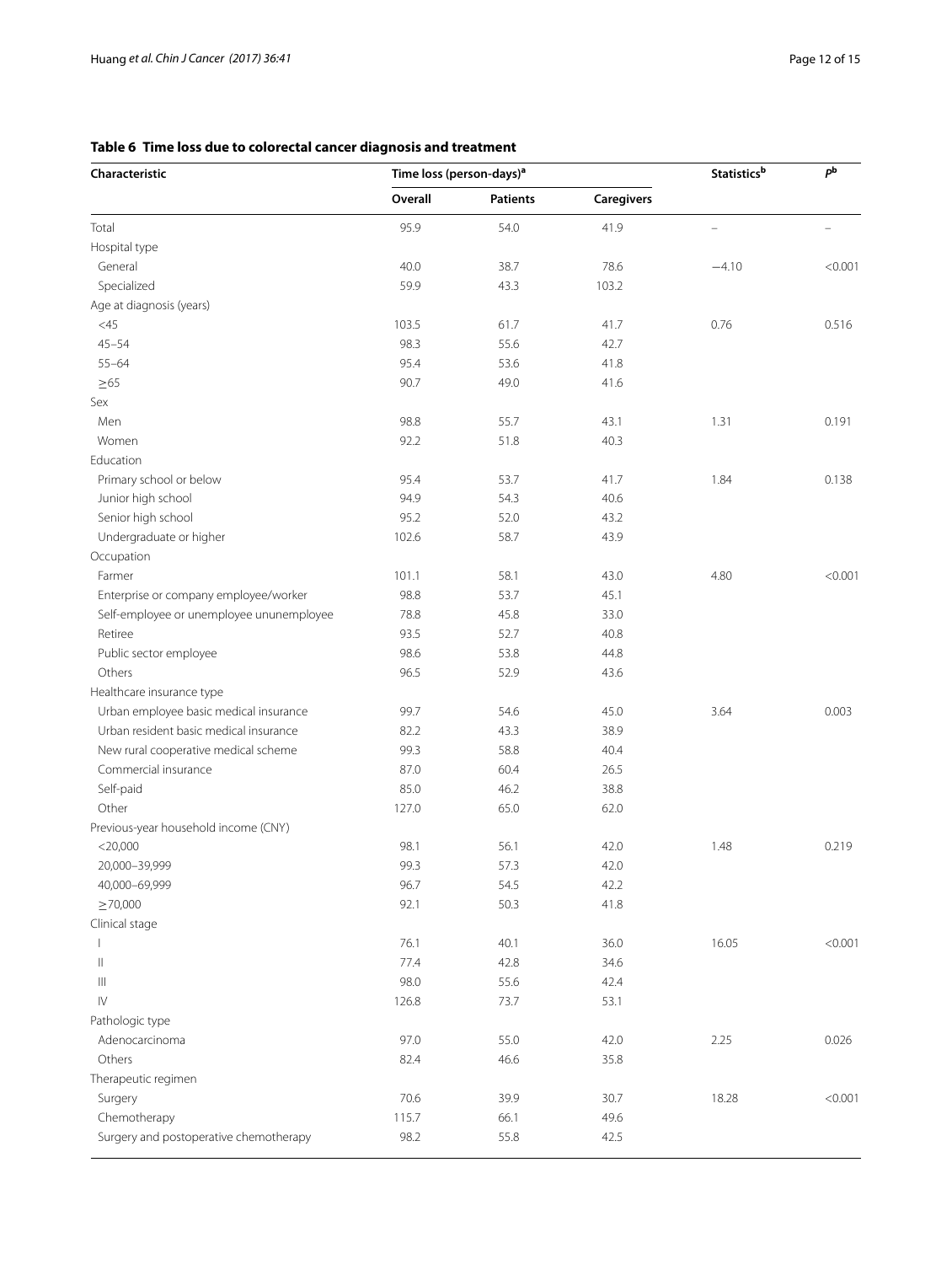**Table 6 Time loss due to colorectal cancer diagnosis and treatment**

| Characteristic | Time loss (person-days)[a] | | | Statistics[b] | P[b] |
|---|---|---|---|---|---|
| | Overall | Patients | Caregivers | | |
| Total | 95.9 | 54.0 | 41.9 | – | – |
| Hospital type | | | | | |
| General | 40.0 | 38.7 | 78.6 | −4.10 | <0.001 |
| Specialized | 59.9 | 43.3 | 103.2 | | |
| Age at diagnosis (years) | | | | | |
| <45 | 103.5 | 61.7 | 41.7 | 0.76 | 0.516 |
| 45–54 | 98.3 | 55.6 | 42.7 | | |
| 55–64 | 95.4 | 53.6 | 41.8 | | |
| ≥65 | 90.7 | 49.0 | 41.6 | | |
| Sex | | | | | |
| Men | 98.8 | 55.7 | 43.1 | 1.31 | 0.191 |
| Women | 92.2 | 51.8 | 40.3 | | |
| Education | | | | | |
| Primary school or below | 95.4 | 53.7 | 41.7 | 1.84 | 0.138 |
| Junior high school | 94.9 | 54.3 | 40.6 | | |
| Senior high school | 95.2 | 52.0 | 43.2 | | |
| Undergraduate or higher | 102.6 | 58.7 | 43.9 | | |
| Occupation | | | | | |
| Farmer | 101.1 | 58.1 | 43.0 | 4.80 | <0.001 |
| Enterprise or company employee/worker | 98.8 | 53.7 | 45.1 | | |
| Self-employee or unemployee ununemployee | 78.8 | 45.8 | 33.0 | | |
| Retiree | 93.5 | 52.7 | 40.8 | | |
| Public sector employee | 98.6 | 53.8 | 44.8 | | |
| Others | 96.5 | 52.9 | 43.6 | | |
| Healthcare insurance type | | | | | |
| Urban employee basic medical insurance | 99.7 | 54.6 | 45.0 | 3.64 | 0.003 |
| Urban resident basic medical insurance | 82.2 | 43.3 | 38.9 | | |
| New rural cooperative medical scheme | 99.3 | 58.8 | 40.4 | | |
| Commercial insurance | 87.0 | 60.4 | 26.5 | | |
| Self-paid | 85.0 | 46.2 | 38.8 | | |
| Other | 127.0 | 65.0 | 62.0 | | |
| Previous-year household income (CNY) | | | | | |
| <20,000 | 98.1 | 56.1 | 42.0 | 1.48 | 0.219 |
| 20,000–39,999 | 99.3 | 57.3 | 42.0 | | |
| 40,000–69,999 | 96.7 | 54.5 | 42.2 | | |
| ≥70,000 | 92.1 | 50.3 | 41.8 | | |
| Clinical stage | | | | | |
| I | 76.1 | 40.1 | 36.0 | 16.05 | <0.001 |
| II | 77.4 | 42.8 | 34.6 | | |
| III | 98.0 | 55.6 | 42.4 | | |
| IV | 126.8 | 73.7 | 53.1 | | |
| Pathologic type | | | | | |
| Adenocarcinoma | 97.0 | 55.0 | 42.0 | 2.25 | 0.026 |
| Others | 82.4 | 46.6 | 35.8 | | |
| Therapeutic regimen | | | | | |
| Surgery | 70.6 | 39.9 | 30.7 | 18.28 | <0.001 |
| Chemotherapy | 115.7 | 66.1 | 49.6 | | |
| Surgery and postoperative chemotherapy | 98.2 | 55.8 | 42.5 | | |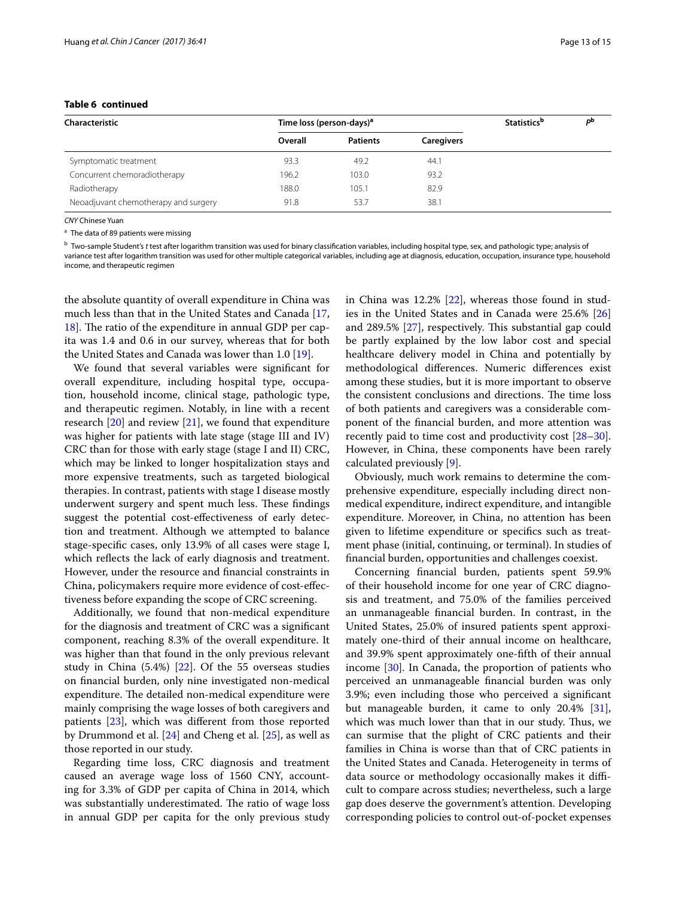**Table 6 continued**

| Characteristic | Time loss (person-days)[a] | | | Statistics[b] | $P^b$ |
|---|---|---|---|---|---|
| | Overall | Patients | Caregivers | | |
| Symptomatic treatment | 93.3 | 49.2 | 44.1 | | |
| Concurrent chemoradiotherapy | 196.2 | 103.0 | 93.2 | | |
| Radiotherapy | 188.0 | 105.1 | 82.9 | | |
| Neoadjuvant chemotherapy and surgery | 91.8 | 53.7 | 38.1 | | |

*CNY* Chinese Yuan

[a] The data of 89 patients were missing

[b] Two-sample Student's *t* test after logarithm transition was used for binary classification variables, including hospital type, sex, and pathologic type; analysis of variance test after logarithm transition was used for other multiple categorical variables, including age at diagnosis, education, occupation, insurance type, household income, and therapeutic regimen

the absolute quantity of overall expenditure in China was much less than that in the United States and Canada [17, 18]. The ratio of the expenditure in annual GDP per capita was 1.4 and 0.6 in our survey, whereas that for both the United States and Canada was lower than 1.0 [19].

We found that several variables were significant for overall expenditure, including hospital type, occupation, household income, clinical stage, pathologic type, and therapeutic regimen. Notably, in line with a recent research [20] and review [21], we found that expenditure was higher for patients with late stage (stage III and IV) CRC than for those with early stage (stage I and II) CRC, which may be linked to longer hospitalization stays and more expensive treatments, such as targeted biological therapies. In contrast, patients with stage I disease mostly underwent surgery and spent much less. These findings suggest the potential cost-effectiveness of early detection and treatment. Although we attempted to balance stage-specific cases, only 13.9% of all cases were stage I, which reflects the lack of early diagnosis and treatment. However, under the resource and financial constraints in China, policymakers require more evidence of cost-effectiveness before expanding the scope of CRC screening.

Additionally, we found that non-medical expenditure for the diagnosis and treatment of CRC was a significant component, reaching 8.3% of the overall expenditure. It was higher than that found in the only previous relevant study in China (5.4%) [22]. Of the 55 overseas studies on financial burden, only nine investigated non-medical expenditure. The detailed non-medical expenditure were mainly comprising the wage losses of both caregivers and patients [23], which was different from those reported by Drummond et al. [24] and Cheng et al. [25], as well as those reported in our study.

Regarding time loss, CRC diagnosis and treatment caused an average wage loss of 1560 CNY, accounting for 3.3% of GDP per capita of China in 2014, which was substantially underestimated. The ratio of wage loss in annual GDP per capita for the only previous study in China was 12.2% [22], whereas those found in studies in the United States and in Canada were 25.6% [26] and 289.5% [27], respectively. This substantial gap could be partly explained by the low labor cost and special healthcare delivery model in China and potentially by methodological differences. Numeric differences exist among these studies, but it is more important to observe the consistent conclusions and directions. The time loss of both patients and caregivers was a considerable component of the financial burden, and more attention was recently paid to time cost and productivity cost [28–30]. However, in China, these components have been rarely calculated previously [9].

Obviously, much work remains to determine the comprehensive expenditure, especially including direct non-medical expenditure, indirect expenditure, and intangible expenditure. Moreover, in China, no attention has been given to lifetime expenditure or specifics such as treatment phase (initial, continuing, or terminal). In studies of financial burden, opportunities and challenges coexist.

Concerning financial burden, patients spent 59.9% of their household income for one year of CRC diagnosis and treatment, and 75.0% of the families perceived an unmanageable financial burden. In contrast, in the United States, 25.0% of insured patients spent approximately one-third of their annual income on healthcare, and 39.9% spent approximately one-fifth of their annual income [30]. In Canada, the proportion of patients who perceived an unmanageable financial burden was only 3.9%; even including those who perceived a significant but manageable burden, it came to only 20.4% [31], which was much lower than that in our study. Thus, we can surmise that the plight of CRC patients and their families in China is worse than that of CRC patients in the United States and Canada. Heterogeneity in terms of data source or methodology occasionally makes it difficult to compare across studies; nevertheless, such a large gap does deserve the government's attention. Developing corresponding policies to control out-of-pocket expenses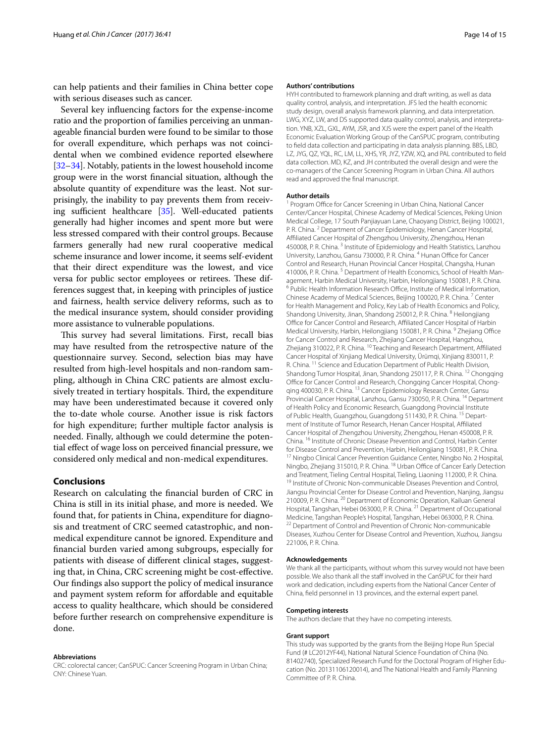can help patients and their families in China better cope with serious diseases such as cancer.

Several key influencing factors for the expense-income ratio and the proportion of families perceiving an unmanageable financial burden were found to be similar to those for overall expenditure, which perhaps was not coincidental when we combined evidence reported elsewhere [32–34]. Notably, patients in the lowest household income group were in the worst financial situation, although the absolute quantity of expenditure was the least. Not surprisingly, the inability to pay prevents them from receiving sufficient healthcare [35]. Well-educated patients generally had higher incomes and spent more but were less stressed compared with their control groups. Because farmers generally had new rural cooperative medical scheme insurance and lower income, it seems self-evident that their direct expenditure was the lowest, and vice versa for public sector employees or retirees. These differences suggest that, in keeping with principles of justice and fairness, health service delivery reforms, such as to the medical insurance system, should consider providing more assistance to vulnerable populations.

This survey had several limitations. First, recall bias may have resulted from the retrospective nature of the questionnaire survey. Second, selection bias may have resulted from high-level hospitals and non-random sampling, although in China CRC patients are almost exclusively treated in tertiary hospitals. Third, the expenditure may have been underestimated because it covered only the to-date whole course. Another issue is risk factors for high expenditure; further multiple factor analysis is needed. Finally, although we could determine the potential effect of wage loss on perceived financial pressure, we considered only medical and non-medical expenditures.

## Conclusions

Research on calculating the financial burden of CRC in China is still in its initial phase, and more is needed. We found that, for patients in China, expenditure for diagnosis and treatment of CRC seemed catastrophic, and non-medical expenditure cannot be ignored. Expenditure and financial burden varied among subgroups, especially for patients with disease of different clinical stages, suggesting that, in China, CRC screening might be cost-effective. Our findings also support the policy of medical insurance and payment system reform for affordable and equitable access to quality healthcare, which should be considered before further research on comprehensive expenditure is done.

#### Abbreviations

CRC: colorectal cancer; CanSPUC: Cancer Screening Program in Urban China; CNY: Chinese Yuan.

#### Authors' contributions

HYH contributed to framework planning and draft writing, as well as data quality control, analysis, and interpretation. JFS led the health economic study design, overall analysis framework planning, and data interpretation. LWG, XYZ, LW, and DS supported data quality control, analysis, and interpretation. YNB, XZL, GXL, AYM, JSR, and XJS were the expert panel of the Health Economic Evaluation Working Group of the CanSPUC program, contributing to field data collection and participating in data analysis planning. BBS, LBD, LZ, JYG, QZ, YQL, RC, LM, LL, XHS, YR, JYZ, YZW, XQ, and PAL contributed to field data collection. MD, KZ, and JH contributed the overall design and were the co-managers of the Cancer Screening Program in Urban China. All authors read and approved the final manuscript.

#### Author details

[1] Program Office for Cancer Screening in Urban China, National Cancer Center/Cancer Hospital, Chinese Academy of Medical Sciences, Peking Union Medical College, 17 South Panjiayuan Lane, Chaoyang District, Beijing 100021, P. R. China. [2] Department of Cancer Epidemiology, Henan Cancer Hospital, Affiliated Cancer Hospital of Zhengzhou University, Zhengzhou, Henan 450008, P. R. China. [3] Institute of Epidemiology and Health Statistics, Lanzhou University, Lanzhou, Gansu 730000, P. R. China. [4] Hunan Office for Cancer Control and Research, Hunan Provincial Cancer Hospital, Changsha, Hunan 410006, P. R. China. [5] Department of Health Economics, School of Health Management, Harbin Medical University, Harbin, Heilongjiang 150081, P. R. China. [6] Public Health Information Research Office, Institute of Medical Information, Chinese Academy of Medical Sciences, Beijing 100020, P. R. China. [7] Center for Health Management and Policy, Key Lab of Health Economics and Policy, Shandong University, Jinan, Shandong 250012, P. R. China. [8] Heilongjiang Office for Cancer Control and Research, Affiliated Cancer Hospital of Harbin Medical University, Harbin, Heilongjiang 150081, P. R. China. [9] Zhejiang Office for Cancer Control and Research, Zhejiang Cancer Hospital, Hangzhou, Zhejiang 310022, P. R. China. [10] Teaching and Research Department, Affiliated Cancer Hospital of Xinjiang Medical University, Ürümqi, Xinjiang 830011, P. R. China. [11] Science and Education Department of Public Health Division, Shandong Tumor Hospital, Jinan, Shandong 250117, P. R. China. [12] Chongqing Office for Cancer Control and Research, Chongqing Cancer Hospital, Chongqing 400030, P. R. China. [13] Cancer Epidemiology Research Center, Gansu Provincial Cancer Hospital, Lanzhou, Gansu 730050, P. R. China. [14] Department of Health Policy and Economic Research, Guangdong Provincial Institute of Public Health, Guangzhou, Guangdong 511430, P. R. China. [15] Department of Institute of Tumor Research, Henan Cancer Hospital, Affiliated Cancer Hospital of Zhengzhou University, Zhengzhou, Henan 450008, P. R. China. [16] Institute of Chronic Disease Prevention and Control, Harbin Center for Disease Control and Prevention, Harbin, Heilongjiang 150081, P. R. China. [17] Ningbo Clinical Cancer Prevention Guidance Center, Ningbo No. 2 Hospital, Ningbo, Zhejiang 315010, P. R. China. [18] Urban Office of Cancer Early Detection and Treatment, Tieling Central Hospital, Tieling, Liaoning 112000, P. R. China. [19] Institute of Chronic Non-communicable Diseases Prevention and Control, Jiangsu Provincial Center for Disease Control and Prevention, Nanjing, Jiangsu 210009, P. R. China. [20] Department of Economic Operation, Kailuan General Hospital, Tangshan, Hebei 063000, P. R. China. [21] Department of Occupational Medicine, Tangshan People's Hospital, Tangshan, Hebei 063000, P. R. China. [22] Department of Control and Prevention of Chronic Non-communicable Diseases, Xuzhou Center for Disease Control and Prevention, Xuzhou, Jiangsu 221006, P. R. China.

#### Acknowledgements

We thank all the participants, without whom this survey would not have been possible. We also thank all the staff involved in the CanSPUC for their hard work and dedication, including experts from the National Cancer Center of China, field personnel in 13 provinces, and the external expert panel.

#### Competing interests

The authors declare that they have no competing interests.

#### Grant support

This study was supported by the grants from the Beijing Hope Run Special Fund (# LC2012YF44), National Natural Science Foundation of China (No. 81402740), Specialized Research Fund for the Doctoral Program of Higher Education (No. 20131106120014), and The National Health and Family Planning Committee of P. R. China.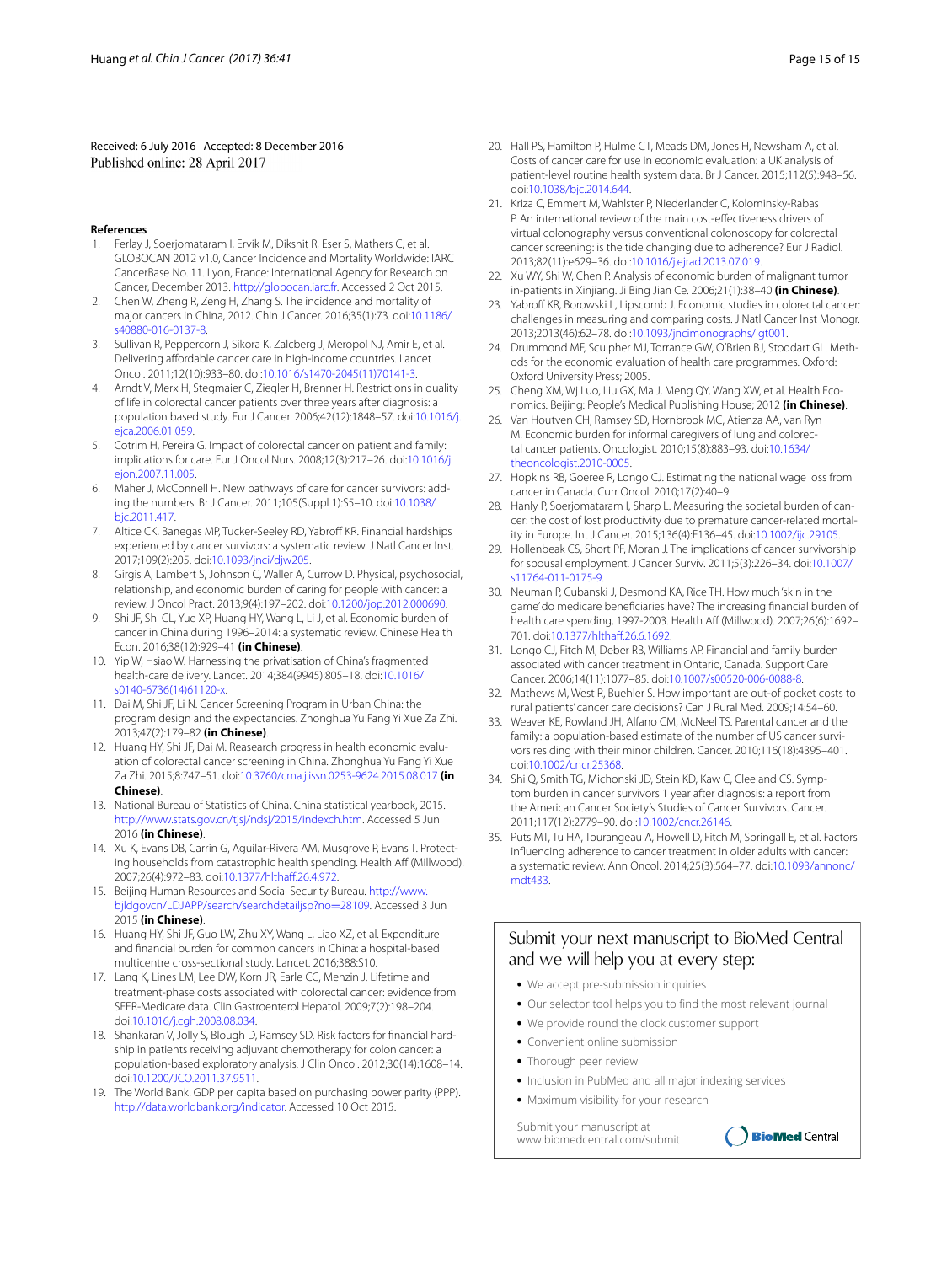Received: 6 July 2016 Accepted: 8 December 2016
Published online: 28 April 2017

### References

1. Ferlay J, Soerjomataram I, Ervik M, Dikshit R, Eser S, Mathers C, et al. GLOBOCAN 2012 v1.0, Cancer Incidence and Mortality Worldwide: IARC CancerBase No. 11. Lyon, France: International Agency for Research on Cancer, December 2013. http://globocan.iarc.fr. Accessed 2 Oct 2015.
2. Chen W, Zheng R, Zeng H, Zhang S. The incidence and mortality of major cancers in China, 2012. Chin J Cancer. 2016;35(1):73. doi:10.1186/s40880-016-0137-8.
3. Sullivan R, Peppercorn J, Sikora K, Zalcberg J, Meropol NJ, Amir E, et al. Delivering affordable cancer care in high-income countries. Lancet Oncol. 2011;12(10):933–80. doi:10.1016/s1470-2045(11)70141-3.
4. Arndt V, Merx H, Stegmaier C, Ziegler H, Brenner H. Restrictions in quality of life in colorectal cancer patients over three years after diagnosis: a population based study. Eur J Cancer. 2006;42(12):1848–57. doi:10.1016/j.ejca.2006.01.059.
5. Cotrim H, Pereira G. Impact of colorectal cancer on patient and family: implications for care. Eur J Oncol Nurs. 2008;12(3):217–26. doi:10.1016/j.ejon.2007.11.005.
6. Maher J, McConnell H. New pathways of care for cancer survivors: adding the numbers. Br J Cancer. 2011;105(Suppl 1):S5–10. doi:10.1038/bjc.2011.417.
7. Altice CK, Banegas MP, Tucker-Seeley RD, Yabroff KR. Financial hardships experienced by cancer survivors: a systematic review. J Natl Cancer Inst. 2017;109(2):205. doi:10.1093/jnci/djw205.
8. Girgis A, Lambert S, Johnson C, Waller A, Currow D. Physical, psychosocial, relationship, and economic burden of caring for people with cancer: a review. J Oncol Pract. 2013;9(4):197–202. doi:10.1200/jop.2012.000690.
9. Shi JF, Shi CL, Yue XP, Huang HY, Wang L, Li J, et al. Economic burden of cancer in China during 1996–2014: a systematic review. Chinese Health Econ. 2016;38(12):929–41 **(in Chinese)**.
10. Yip W, Hsiao W. Harnessing the privatisation of China's fragmented health-care delivery. Lancet. 2014;384(9945):805–18. doi:10.1016/s0140-6736(14)61120-x.
11. Dai M, Shi JF, Li N. Cancer Screening Program in Urban China: the program design and the expectancies. Zhonghua Yu Fang Yi Xue Za Zhi. 2013;47(2):179–82 **(in Chinese)**.
12. Huang HY, Shi JF, Dai M. Reasearch progress in health economic evaluation of colorectal cancer screening in China. Zhonghua Yu Fang Yi Xue Za Zhi. 2015;8:747–51. doi:10.3760/cma.j.issn.0253-9624.2015.08.017 **(in Chinese)**.
13. National Bureau of Statistics of China. China statistical yearbook, 2015. http://www.stats.gov.cn/tjsj/ndsj/2015/indexch.htm. Accessed 5 Jun 2016 **(in Chinese)**.
14. Xu K, Evans DB, Carrin G, Aguilar-Rivera AM, Musgrove P, Evans T. Protecting households from catastrophic health spending. Health Aff (Millwood). 2007;26(4):972–83. doi:10.1377/hlthaff.26.4.972.
15. Beijing Human Resources and Social Security Bureau. http://www.bjldgovcn/LDJAPP/search/searchdetailjsp?no=28109. Accessed 3 Jun 2015 **(in Chinese)**.
16. Huang HY, Shi JF, Guo LW, Zhu XY, Wang L, Liao XZ, et al. Expenditure and financial burden for common cancers in China: a hospital-based multicentre cross-sectional study. Lancet. 2016;388:S10.
17. Lang K, Lines LM, Lee DW, Korn JR, Earle CC, Menzin J. Lifetime and treatment-phase costs associated with colorectal cancer: evidence from SEER-Medicare data. Clin Gastroenterol Hepatol. 2009;7(2):198–204. doi:10.1016/j.cgh.2008.08.034.
18. Shankaran V, Jolly S, Blough D, Ramsey SD. Risk factors for financial hardship in patients receiving adjuvant chemotherapy for colon cancer: a population-based exploratory analysis. J Clin Oncol. 2012;30(14):1608–14. doi:10.1200/JCO.2011.37.9511.
19. The World Bank. GDP per capita based on purchasing power parity (PPP). http://data.worldbank.org/indicator. Accessed 10 Oct 2015.
20. Hall PS, Hamilton P, Hulme CT, Meads DM, Jones H, Newsham A, et al. Costs of cancer care for use in economic evaluation: a UK analysis of patient-level routine health system data. Br J Cancer. 2015;112(5):948–56. doi:10.1038/bjc.2014.644.
21. Kriza C, Emmert M, Wahlster P, Niederlander C, Kolominsky-Rabas P. An international review of the main cost-effectiveness drivers of virtual colonography versus conventional colonoscopy for colorectal cancer screening: is the tide changing due to adherence? Eur J Radiol. 2013;82(11):e629–36. doi:10.1016/j.ejrad.2013.07.019.
22. Xu WY, Shi W, Chen P. Analysis of economic burden of malignant tumor in-patients in Xinjiang. Ji Bing Jian Ce. 2006;21(1):38–40 **(in Chinese)**.
23. Yabroff KR, Borowski L, Lipscomb J. Economic studies in colorectal cancer: challenges in measuring and comparing costs. J Natl Cancer Inst Monogr. 2013;2013(46):62–78. doi:10.1093/jncimonographs/lgt001.
24. Drummond MF, Sculpher MJ, Torrance GW, O'Brien BJ, Stoddart GL. Methods for the economic evaluation of health care programmes. Oxford: Oxford University Press; 2005.
25. Cheng XM, Wj Luo, Liu GX, Ma J, Meng QY, Wang XW, et al. Health Economics. Beijing: People's Medical Publishing House; 2012 **(in Chinese)**.
26. Van Houtven CH, Ramsey SD, Hornbrook MC, Atienza AA, van Ryn M. Economic burden for informal caregivers of lung and colorectal cancer patients. Oncologist. 2010;15(8):883–93. doi:10.1634/theoncologist.2010-0005.
27. Hopkins RB, Goeree R, Longo CJ. Estimating the national wage loss from cancer in Canada. Curr Oncol. 2010;17(2):40–9.
28. Hanly P, Soerjomataram I, Sharp L. Measuring the societal burden of cancer: the cost of lost productivity due to premature cancer-related mortality in Europe. Int J Cancer. 2015;136(4):E136–45. doi:10.1002/ijc.29105.
29. Hollenbeak CS, Short PF, Moran J. The implications of cancer survivorship for spousal employment. J Cancer Surviv. 2011;5(3):226–34. doi:10.1007/s11764-011-0175-9.
30. Neuman P, Cubanski J, Desmond KA, Rice TH. How much 'skin in the game' do medicare beneficiaries have? The increasing financial burden of health care spending, 1997-2003. Health Aff (Millwood). 2007;26(6):1692–701. doi:10.1377/hlthaff.26.6.1692.
31. Longo CJ, Fitch M, Deber RB, Williams AP. Financial and family burden associated with cancer treatment in Ontario, Canada. Support Care Cancer. 2006;14(11):1077–85. doi:10.1007/s00520-006-0088-8.
32. Mathews M, West R, Buehler S. How important are out-of pocket costs to rural patients' cancer care decisions? Can J Rural Med. 2009;14:54–60.
33. Weaver KE, Rowland JH, Alfano CM, McNeel TS. Parental cancer and the family: a population-based estimate of the number of US cancer survivors residing with their minor children. Cancer. 2010;116(18):4395–401. doi:10.1002/cncr.25368.
34. Shi Q, Smith TG, Michonski JD, Stein KD, Kaw C, Cleeland CS. Symptom burden in cancer survivors 1 year after diagnosis: a report from the American Cancer Society's Studies of Cancer Survivors. Cancer. 2011;117(12):2779–90. doi:10.1002/cncr.26146.
35. Puts MT, Tu HA, Tourangeau A, Howell D, Fitch M, Springall E, et al. Factors influencing adherence to cancer treatment in older adults with cancer: a systematic review. Ann Oncol. 2014;25(3):564–77. doi:10.1093/annonc/mdt433.

Submit your next manuscript to BioMed Central and we will help you at every step:

- We accept pre-submission inquiries
- Our selector tool helps you to find the most relevant journal
- We provide round the clock customer support
- Convenient online submission
- Thorough peer review
- Inclusion in PubMed and all major indexing services
- Maximum visibility for your research

Submit your manuscript at www.biomedcentral.com/submit

BioMed Central